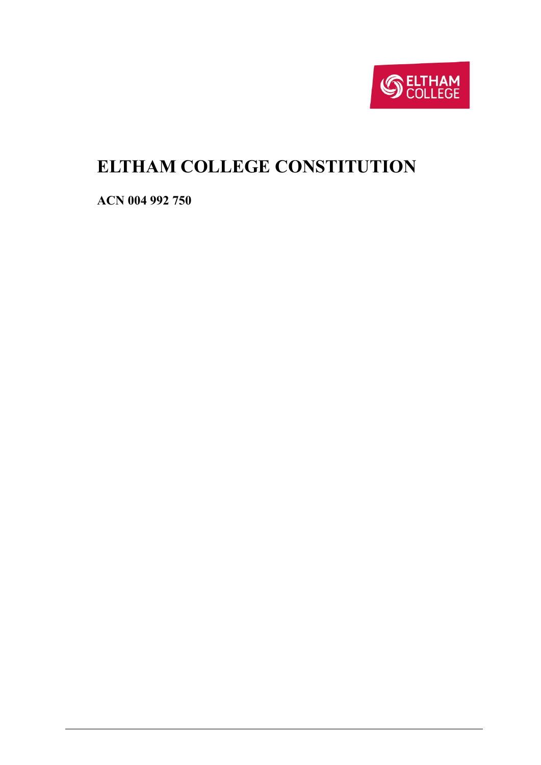# ELTHAM COLLEGE CONSTITUTION

**ACN 004 992 750**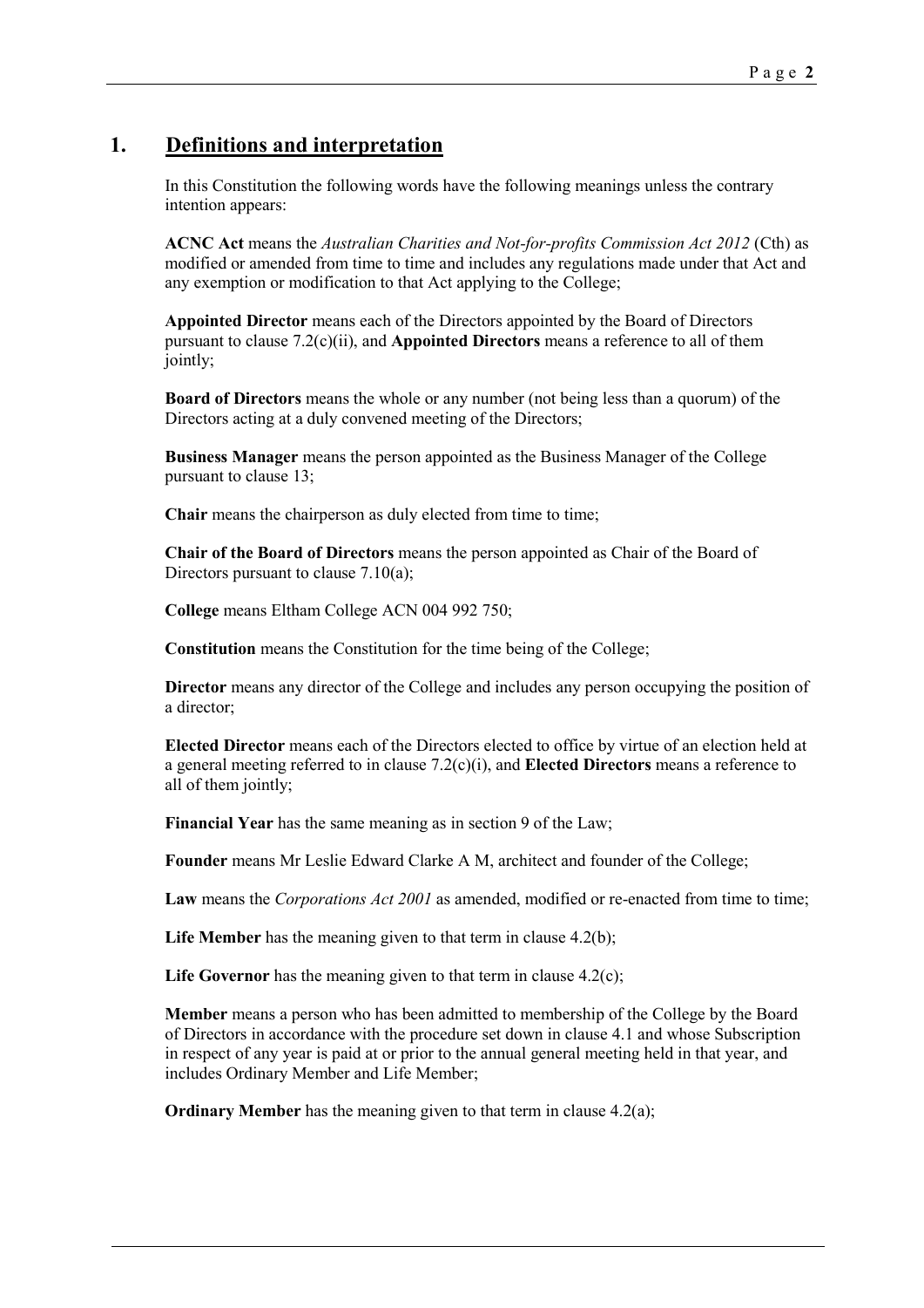## 1. Definitions and interpretation

In this Constitution the following words have the following meanings unless the contrary intention appears:

**ACNC Act** means the *Australian Charities and Not-for-profits Commission Act 2012* (Cth) as modified or amended from time to time and includes any regulations made under that Act and any exemption or modification to that Act applying to the College;

**Appointed Director** means each of the Directors appointed by the Board of Directors pursuant to clause 7.2(c)(ii), and **Appointed Directors** means a reference to all of them jointly;

**Board of Directors** means the whole or any number (not being less than a quorum) of the Directors acting at a duly convened meeting of the Directors;

**Business Manager** means the person appointed as the Business Manager of the College pursuant to clause 13;

**Chair** means the chairperson as duly elected from time to time;

**Chair of the Board of Directors** means the person appointed as Chair of the Board of Directors pursuant to clause 7.10(a);

**College** means Eltham College ACN 004 992 750;

**Constitution** means the Constitution for the time being of the College;

**Director** means any director of the College and includes any person occupying the position of a director;

**Elected Director** means each of the Directors elected to office by virtue of an election held at a general meeting referred to in clause 7.2(c)(i), and **Elected Directors** means a reference to all of them jointly;

**Financial Year** has the same meaning as in section 9 of the Law;

**Founder** means Mr Leslie Edward Clarke A M, architect and founder of the College;

**Law** means the *Corporations Act 2001* as amended, modified or re-enacted from time to time;

**Life Member** has the meaning given to that term in clause 4.2(b);

**Life Governor** has the meaning given to that term in clause 4.2(c);

**Member** means a person who has been admitted to membership of the College by the Board of Directors in accordance with the procedure set down in clause 4.1 and whose Subscription in respect of any year is paid at or prior to the annual general meeting held in that year, and includes Ordinary Member and Life Member;

**Ordinary Member** has the meaning given to that term in clause 4.2(a);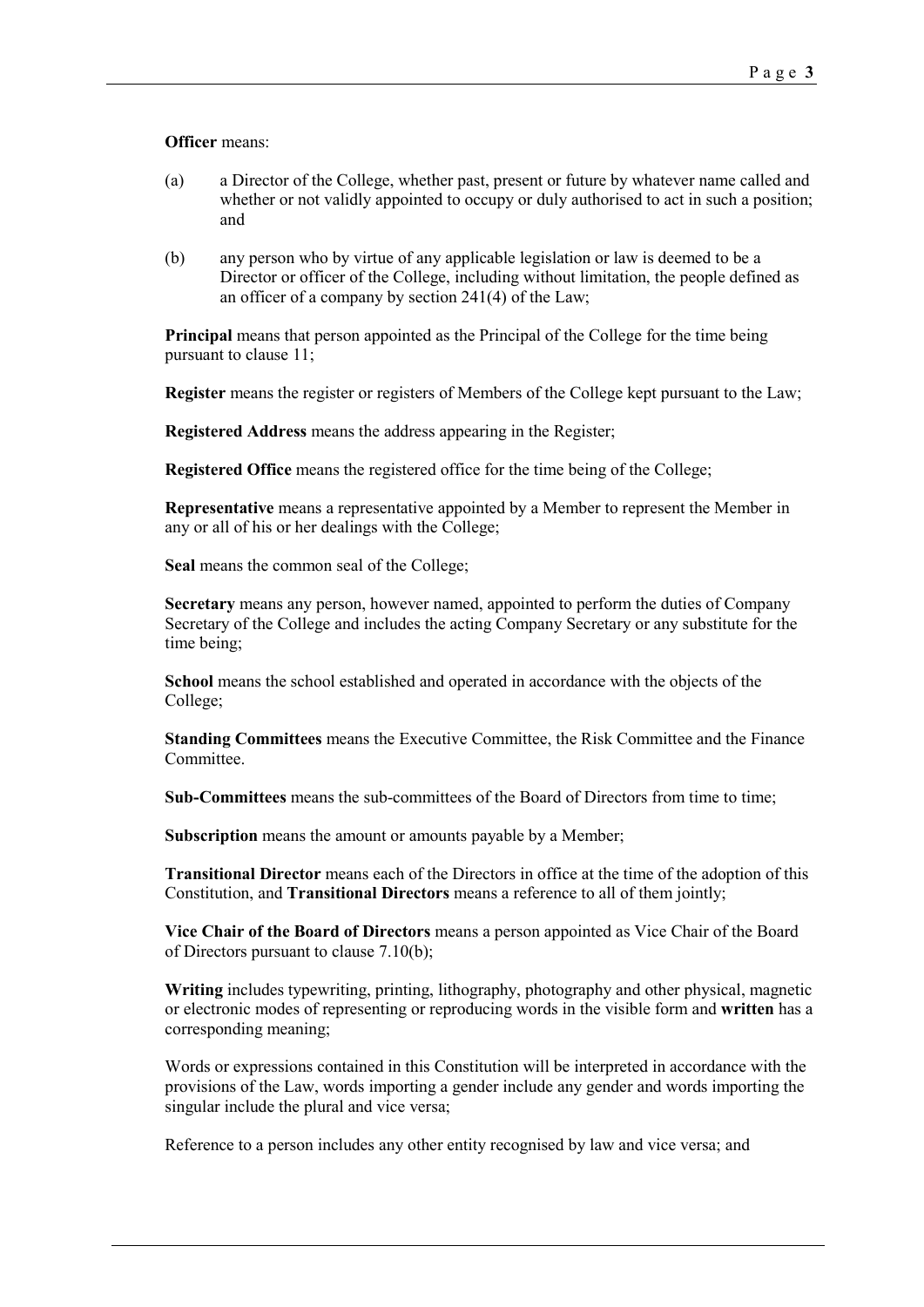**Officer** means:

(a) a Director of the College, whether past, present or future by whatever name called and whether or not validly appointed to occupy or duly authorised to act in such a position; and

(b) any person who by virtue of any applicable legislation or law is deemed to be a Director or officer of the College, including without limitation, the people defined as an officer of a company by section 241(4) of the Law;

**Principal** means that person appointed as the Principal of the College for the time being pursuant to clause 11;

**Register** means the register or registers of Members of the College kept pursuant to the Law;

**Registered Address** means the address appearing in the Register;

**Registered Office** means the registered office for the time being of the College;

**Representative** means a representative appointed by a Member to represent the Member in any or all of his or her dealings with the College;

**Seal** means the common seal of the College;

**Secretary** means any person, however named, appointed to perform the duties of Company Secretary of the College and includes the acting Company Secretary or any substitute for the time being;

**School** means the school established and operated in accordance with the objects of the College;

**Standing Committees** means the Executive Committee, the Risk Committee and the Finance Committee.

**Sub-Committees** means the sub-committees of the Board of Directors from time to time;

**Subscription** means the amount or amounts payable by a Member;

**Transitional Director** means each of the Directors in office at the time of the adoption of this Constitution, and **Transitional Directors** means a reference to all of them jointly;

**Vice Chair of the Board of Directors** means a person appointed as Vice Chair of the Board of Directors pursuant to clause 7.10(b);

**Writing** includes typewriting, printing, lithography, photography and other physical, magnetic or electronic modes of representing or reproducing words in the visible form and **written** has a corresponding meaning;

Words or expressions contained in this Constitution will be interpreted in accordance with the provisions of the Law, words importing a gender include any gender and words importing the singular include the plural and vice versa;

Reference to a person includes any other entity recognised by law and vice versa; and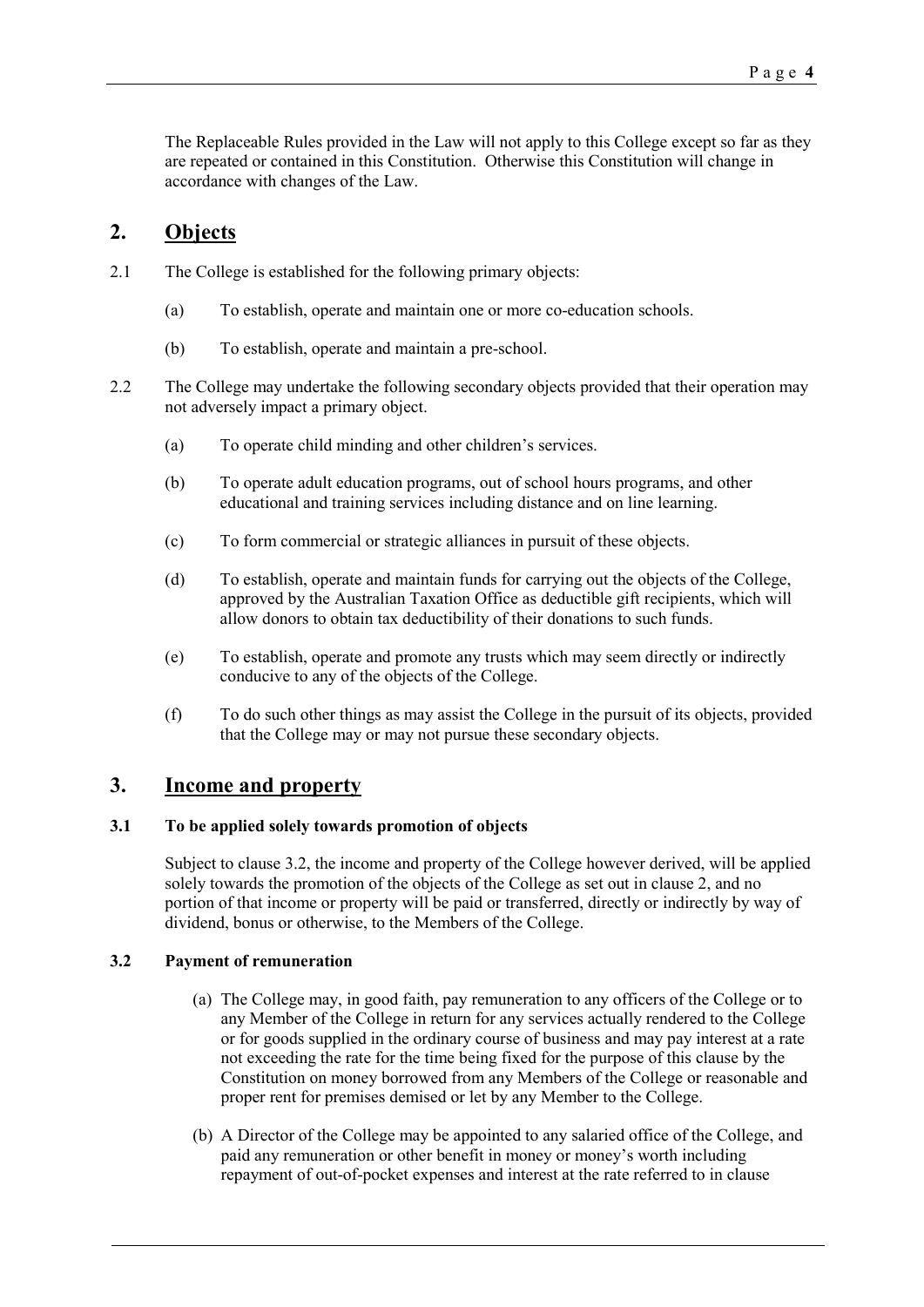The Replaceable Rules provided in the Law will not apply to this College except so far as they are repeated or contained in this Constitution. Otherwise this Constitution will change in accordance with changes of the Law.

## 2. Objects

2.1 The College is established for the following primary objects:

(a) To establish, operate and maintain one or more co-education schools.

(b) To establish, operate and maintain a pre-school.

2.2 The College may undertake the following secondary objects provided that their operation may not adversely impact a primary object.

(a) To operate child minding and other children's services.

(b) To operate adult education programs, out of school hours programs, and other educational and training services including distance and on line learning.

(c) To form commercial or strategic alliances in pursuit of these objects.

(d) To establish, operate and maintain funds for carrying out the objects of the College, approved by the Australian Taxation Office as deductible gift recipients, which will allow donors to obtain tax deductibility of their donations to such funds.

(e) To establish, operate and promote any trusts which may seem directly or indirectly conducive to any of the objects of the College.

(f) To do such other things as may assist the College in the pursuit of its objects, provided that the College may or may not pursue these secondary objects.

## 3. Income and property

### 3.1 To be applied solely towards promotion of objects

Subject to clause 3.2, the income and property of the College however derived, will be applied solely towards the promotion of the objects of the College as set out in clause 2, and no portion of that income or property will be paid or transferred, directly or indirectly by way of dividend, bonus or otherwise, to the Members of the College.

### 3.2 Payment of remuneration

(a) The College may, in good faith, pay remuneration to any officers of the College or to any Member of the College in return for any services actually rendered to the College or for goods supplied in the ordinary course of business and may pay interest at a rate not exceeding the rate for the time being fixed for the purpose of this clause by the Constitution on money borrowed from any Members of the College or reasonable and proper rent for premises demised or let by any Member to the College.

(b) A Director of the College may be appointed to any salaried office of the College, and paid any remuneration or other benefit in money or money's worth including repayment of out-of-pocket expenses and interest at the rate referred to in clause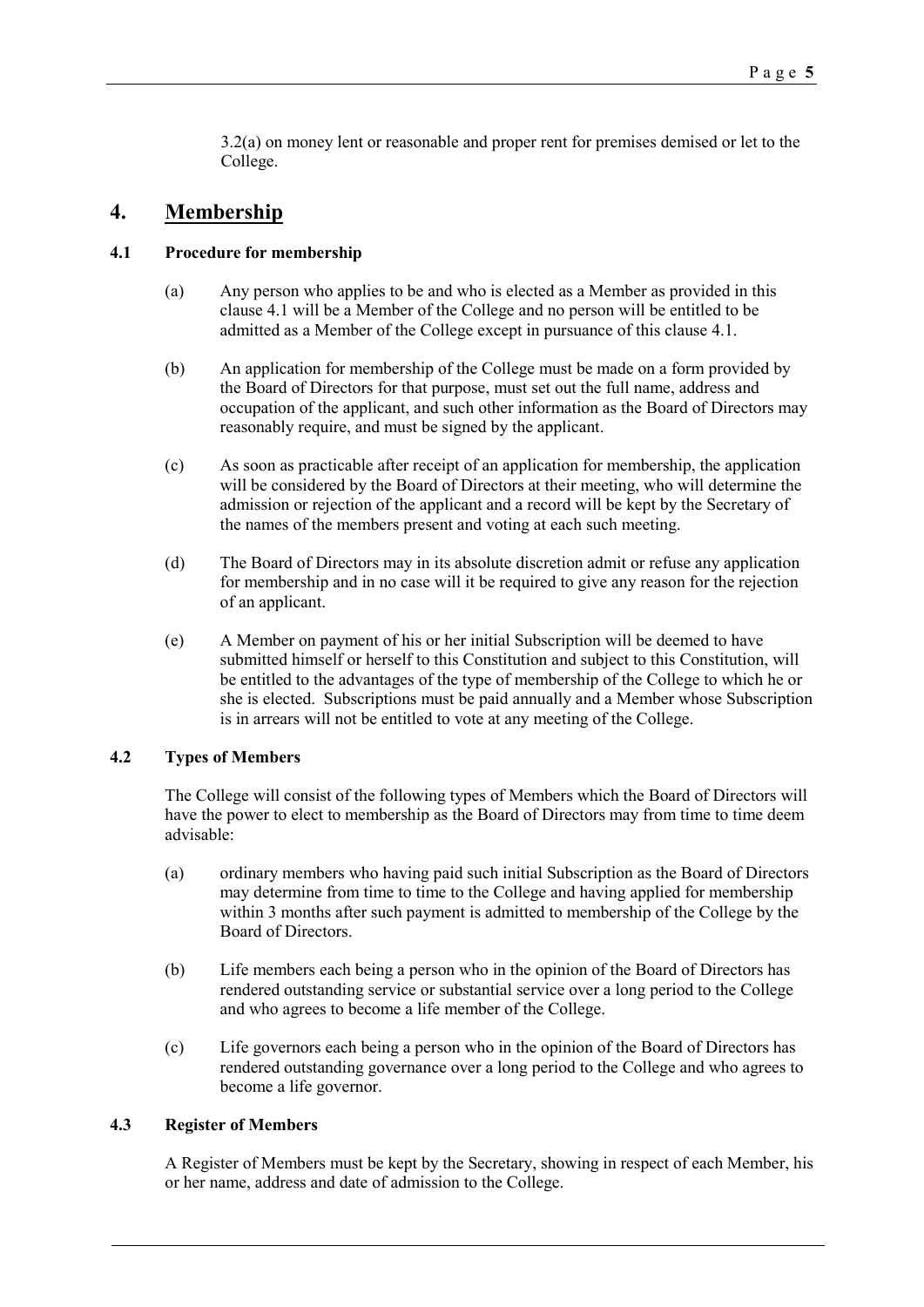3.2(a) on money lent or reasonable and proper rent for premises demised or let to the College.

## 4. Membership

### 4.1 Procedure for membership

(a) Any person who applies to be and who is elected as a Member as provided in this clause 4.1 will be a Member of the College and no person will be entitled to be admitted as a Member of the College except in pursuance of this clause 4.1.

(b) An application for membership of the College must be made on a form provided by the Board of Directors for that purpose, must set out the full name, address and occupation of the applicant, and such other information as the Board of Directors may reasonably require, and must be signed by the applicant.

(c) As soon as practicable after receipt of an application for membership, the application will be considered by the Board of Directors at their meeting, who will determine the admission or rejection of the applicant and a record will be kept by the Secretary of the names of the members present and voting at each such meeting.

(d) The Board of Directors may in its absolute discretion admit or refuse any application for membership and in no case will it be required to give any reason for the rejection of an applicant.

(e) A Member on payment of his or her initial Subscription will be deemed to have submitted himself or herself to this Constitution and subject to this Constitution, will be entitled to the advantages of the type of membership of the College to which he or she is elected. Subscriptions must be paid annually and a Member whose Subscription is in arrears will not be entitled to vote at any meeting of the College.

### 4.2 Types of Members

The College will consist of the following types of Members which the Board of Directors will have the power to elect to membership as the Board of Directors may from time to time deem advisable:

(a) ordinary members who having paid such initial Subscription as the Board of Directors may determine from time to time to the College and having applied for membership within 3 months after such payment is admitted to membership of the College by the Board of Directors.

(b) Life members each being a person who in the opinion of the Board of Directors has rendered outstanding service or substantial service over a long period to the College and who agrees to become a life member of the College.

(c) Life governors each being a person who in the opinion of the Board of Directors has rendered outstanding governance over a long period to the College and who agrees to become a life governor.

### 4.3 Register of Members

A Register of Members must be kept by the Secretary, showing in respect of each Member, his or her name, address and date of admission to the College.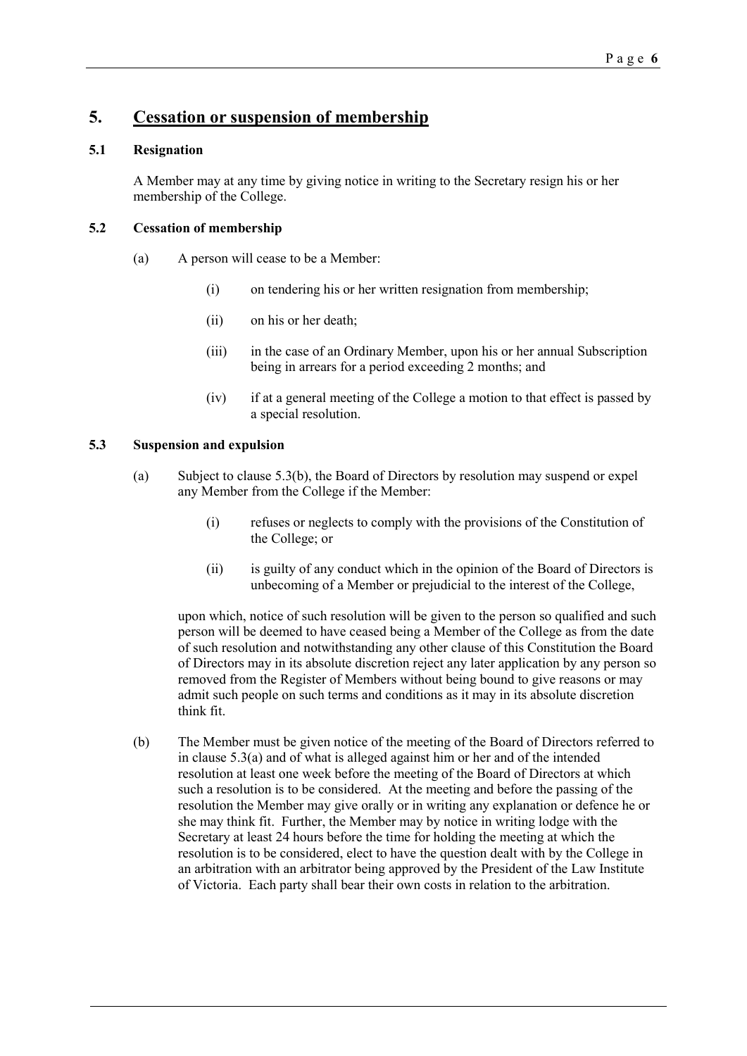# 5. Cessation or suspension of membership

### 5.1 Resignation

A Member may at any time by giving notice in writing to the Secretary resign his or her membership of the College.

### 5.2 Cessation of membership

(a) A person will cease to be a Member:

(i) on tendering his or her written resignation from membership;

(ii) on his or her death;

(iii) in the case of an Ordinary Member, upon his or her annual Subscription being in arrears for a period exceeding 2 months; and

(iv) if at a general meeting of the College a motion to that effect is passed by a special resolution.

### 5.3 Suspension and expulsion

(a) Subject to clause 5.3(b), the Board of Directors by resolution may suspend or expel any Member from the College if the Member:

(i) refuses or neglects to comply with the provisions of the Constitution of the College; or

(ii) is guilty of any conduct which in the opinion of the Board of Directors is unbecoming of a Member or prejudicial to the interest of the College,

upon which, notice of such resolution will be given to the person so qualified and such person will be deemed to have ceased being a Member of the College as from the date of such resolution and notwithstanding any other clause of this Constitution the Board of Directors may in its absolute discretion reject any later application by any person so removed from the Register of Members without being bound to give reasons or may admit such people on such terms and conditions as it may in its absolute discretion think fit.

(b) The Member must be given notice of the meeting of the Board of Directors referred to in clause 5.3(a) and of what is alleged against him or her and of the intended resolution at least one week before the meeting of the Board of Directors at which such a resolution is to be considered. At the meeting and before the passing of the resolution the Member may give orally or in writing any explanation or defence he or she may think fit. Further, the Member may by notice in writing lodge with the Secretary at least 24 hours before the time for holding the meeting at which the resolution is to be considered, elect to have the question dealt with by the College in an arbitration with an arbitrator being approved by the President of the Law Institute of Victoria. Each party shall bear their own costs in relation to the arbitration.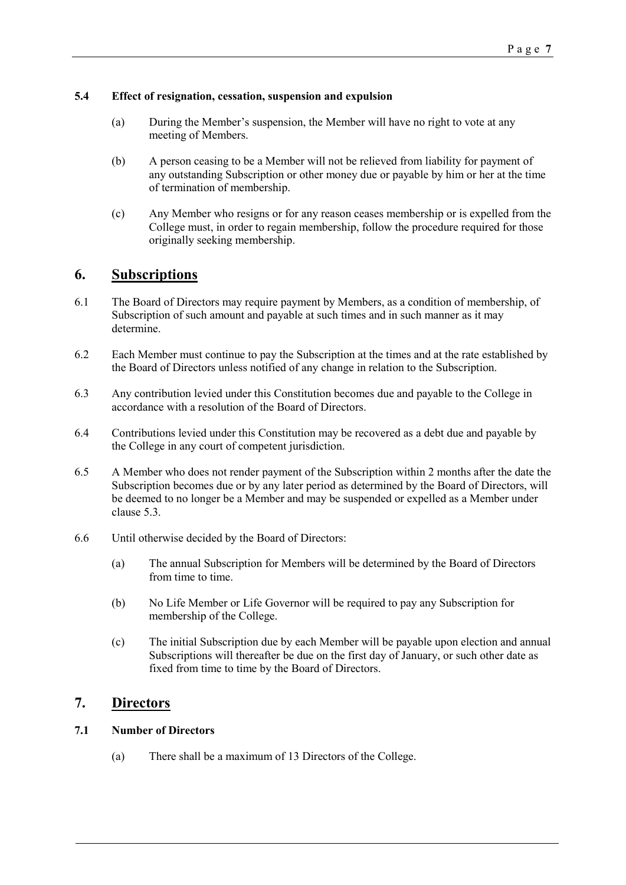### 5.4 Effect of resignation, cessation, suspension and expulsion

(a) During the Member's suspension, the Member will have no right to vote at any meeting of Members.

(b) A person ceasing to be a Member will not be relieved from liability for payment of any outstanding Subscription or other money due or payable by him or her at the time of termination of membership.

(c) Any Member who resigns or for any reason ceases membership or is expelled from the College must, in order to regain membership, follow the procedure required for those originally seeking membership.

## 6. Subscriptions

6.1 The Board of Directors may require payment by Members, as a condition of membership, of Subscription of such amount and payable at such times and in such manner as it may determine.

6.2 Each Member must continue to pay the Subscription at the times and at the rate established by the Board of Directors unless notified of any change in relation to the Subscription.

6.3 Any contribution levied under this Constitution becomes due and payable to the College in accordance with a resolution of the Board of Directors.

6.4 Contributions levied under this Constitution may be recovered as a debt due and payable by the College in any court of competent jurisdiction.

6.5 A Member who does not render payment of the Subscription within 2 months after the date the Subscription becomes due or by any later period as determined by the Board of Directors, will be deemed to no longer be a Member and may be suspended or expelled as a Member under clause 5.3.

6.6 Until otherwise decided by the Board of Directors:

(a) The annual Subscription for Members will be determined by the Board of Directors from time to time.

(b) No Life Member or Life Governor will be required to pay any Subscription for membership of the College.

(c) The initial Subscription due by each Member will be payable upon election and annual Subscriptions will thereafter be due on the first day of January, or such other date as fixed from time to time by the Board of Directors.

## 7. Directors

### 7.1 Number of Directors

(a) There shall be a maximum of 13 Directors of the College.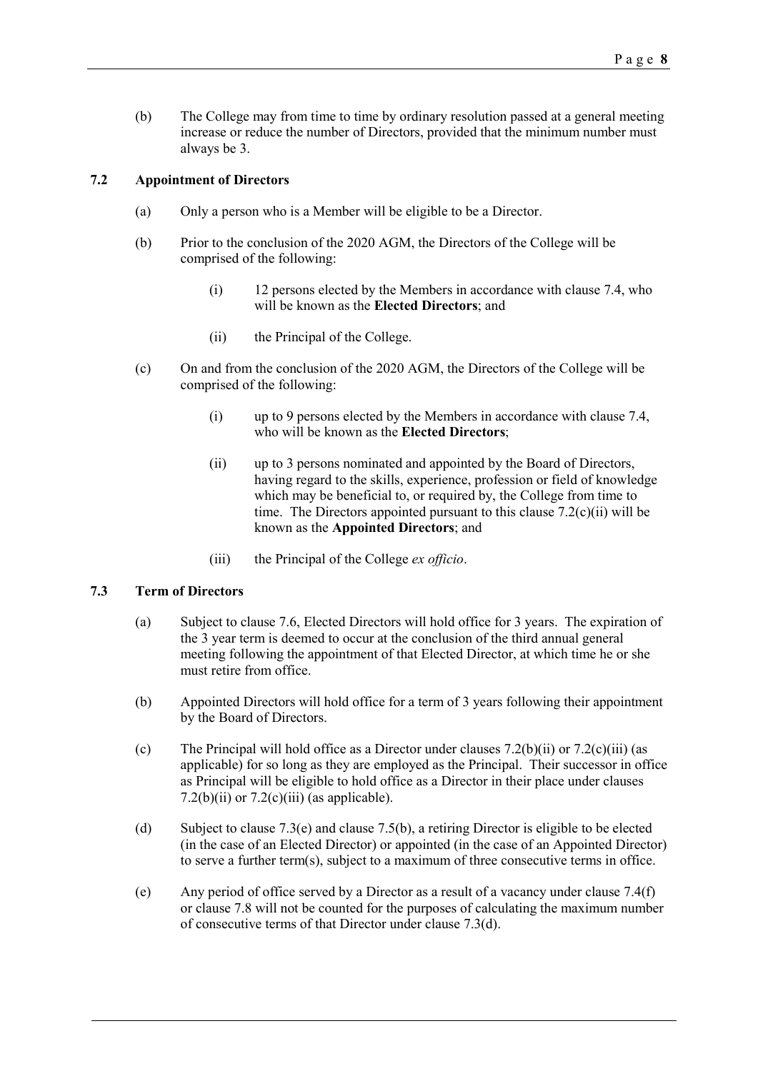(b) The College may from time to time by ordinary resolution passed at a general meeting increase or reduce the number of Directors, provided that the minimum number must always be 3.

### 7.2 Appointment of Directors

(a) Only a person who is a Member will be eligible to be a Director.

(b) Prior to the conclusion of the 2020 AGM, the Directors of the College will be comprised of the following:

   (i) 12 persons elected by the Members in accordance with clause 7.4, who will be known as the **Elected Directors**; and

   (ii) the Principal of the College.

(c) On and from the conclusion of the 2020 AGM, the Directors of the College will be comprised of the following:

   (i) up to 9 persons elected by the Members in accordance with clause 7.4, who will be known as the **Elected Directors**;

   (ii) up to 3 persons nominated and appointed by the Board of Directors, having regard to the skills, experience, profession or field of knowledge which may be beneficial to, or required by, the College from time to time. The Directors appointed pursuant to this clause 7.2(c)(ii) will be known as the **Appointed Directors**; and

   (iii) the Principal of the College *ex officio*.

### 7.3 Term of Directors

(a) Subject to clause 7.6, Elected Directors will hold office for 3 years. The expiration of the 3 year term is deemed to occur at the conclusion of the third annual general meeting following the appointment of that Elected Director, at which time he or she must retire from office.

(b) Appointed Directors will hold office for a term of 3 years following their appointment by the Board of Directors.

(c) The Principal will hold office as a Director under clauses 7.2(b)(ii) or 7.2(c)(iii) (as applicable) for so long as they are employed as the Principal. Their successor in office as Principal will be eligible to hold office as a Director in their place under clauses 7.2(b)(ii) or 7.2(c)(iii) (as applicable).

(d) Subject to clause 7.3(e) and clause 7.5(b), a retiring Director is eligible to be elected (in the case of an Elected Director) or appointed (in the case of an Appointed Director) to serve a further term(s), subject to a maximum of three consecutive terms in office.

(e) Any period of office served by a Director as a result of a vacancy under clause 7.4(f) or clause 7.8 will not be counted for the purposes of calculating the maximum number of consecutive terms of that Director under clause 7.3(d).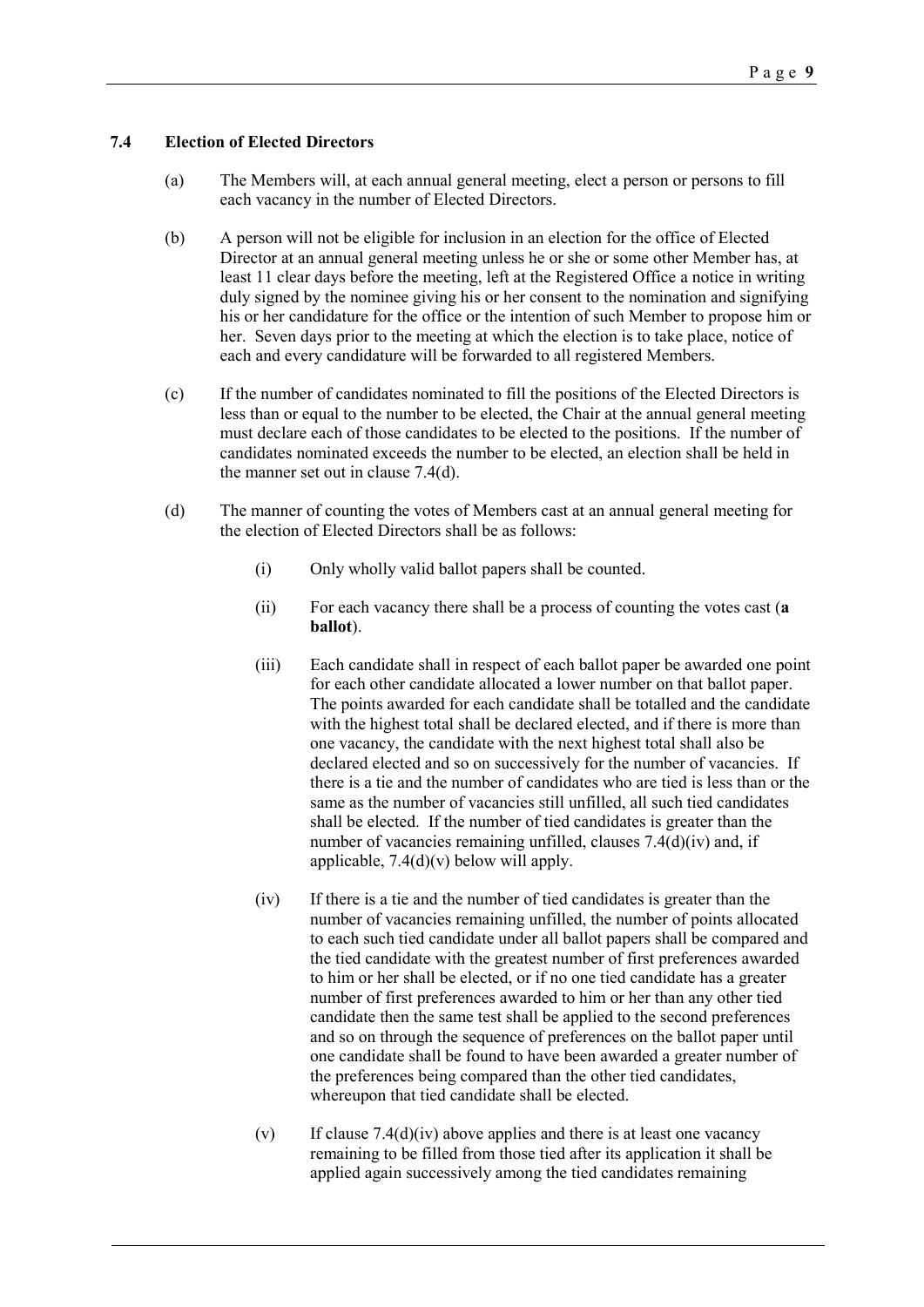### 7.4 Election of Elected Directors

(a) The Members will, at each annual general meeting, elect a person or persons to fill each vacancy in the number of Elected Directors.

(b) A person will not be eligible for inclusion in an election for the office of Elected Director at an annual general meeting unless he or she or some other Member has, at least 11 clear days before the meeting, left at the Registered Office a notice in writing duly signed by the nominee giving his or her consent to the nomination and signifying his or her candidature for the office or the intention of such Member to propose him or her. Seven days prior to the meeting at which the election is to take place, notice of each and every candidature will be forwarded to all registered Members.

(c) If the number of candidates nominated to fill the positions of the Elected Directors is less than or equal to the number to be elected, the Chair at the annual general meeting must declare each of those candidates to be elected to the positions. If the number of candidates nominated exceeds the number to be elected, an election shall be held in the manner set out in clause 7.4(d).

(d) The manner of counting the votes of Members cast at an annual general meeting for the election of Elected Directors shall be as follows:

  (i) Only wholly valid ballot papers shall be counted.

  (ii) For each vacancy there shall be a process of counting the votes cast (**a ballot**).

  (iii) Each candidate shall in respect of each ballot paper be awarded one point for each other candidate allocated a lower number on that ballot paper. The points awarded for each candidate shall be totalled and the candidate with the highest total shall be declared elected, and if there is more than one vacancy, the candidate with the next highest total shall also be declared elected and so on successively for the number of vacancies. If there is a tie and the number of candidates who are tied is less than or the same as the number of vacancies still unfilled, all such tied candidates shall be elected. If the number of tied candidates is greater than the number of vacancies remaining unfilled, clauses 7.4(d)(iv) and, if applicable, 7.4(d)(v) below will apply.

  (iv) If there is a tie and the number of tied candidates is greater than the number of vacancies remaining unfilled, the number of points allocated to each such tied candidate under all ballot papers shall be compared and the tied candidate with the greatest number of first preferences awarded to him or her shall be elected, or if no one tied candidate has a greater number of first preferences awarded to him or her than any other tied candidate then the same test shall be applied to the second preferences and so on through the sequence of preferences on the ballot paper until one candidate shall be found to have been awarded a greater number of the preferences being compared than the other tied candidates, whereupon that tied candidate shall be elected.

  (v) If clause 7.4(d)(iv) above applies and there is at least one vacancy remaining to be filled from those tied after its application it shall be applied again successively among the tied candidates remaining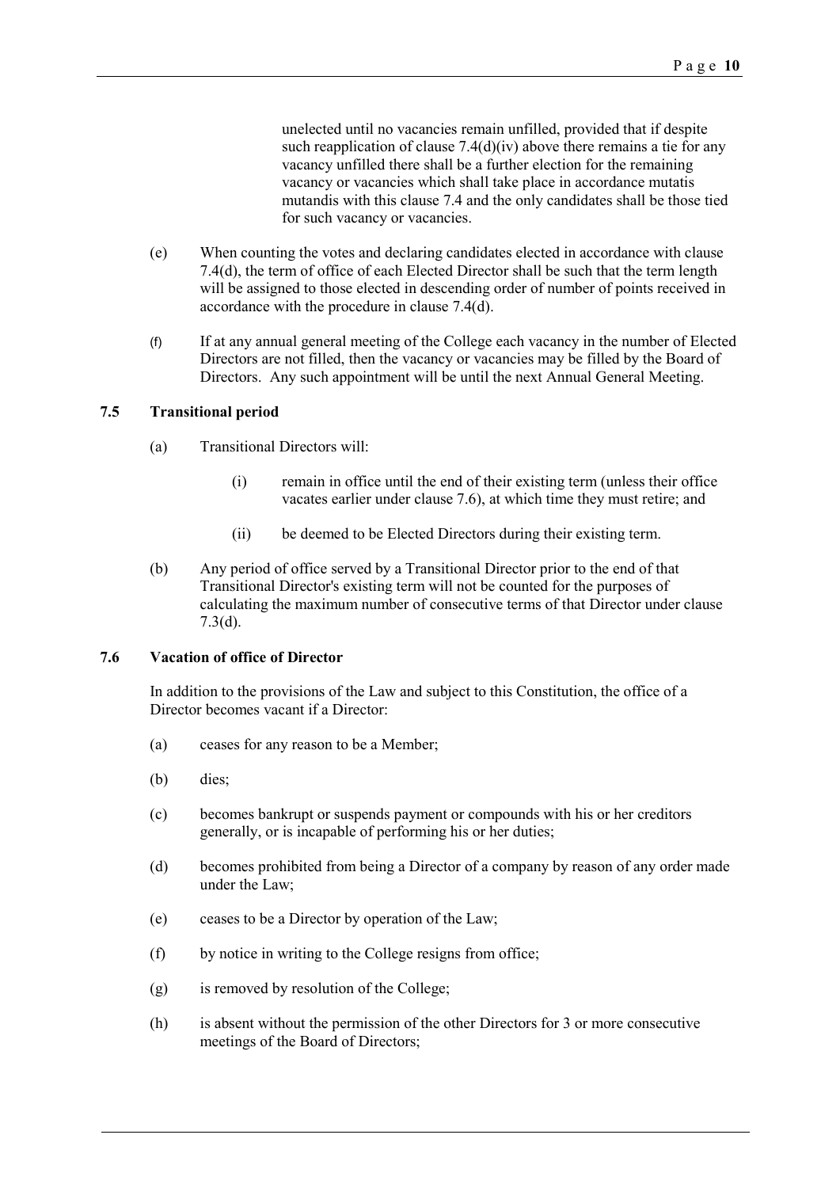unelected until no vacancies remain unfilled, provided that if despite such reapplication of clause 7.4(d)(iv) above there remains a tie for any vacancy unfilled there shall be a further election for the remaining vacancy or vacancies which shall take place in accordance mutatis mutandis with this clause 7.4 and the only candidates shall be those tied for such vacancy or vacancies.

(e) When counting the votes and declaring candidates elected in accordance with clause 7.4(d), the term of office of each Elected Director shall be such that the term length will be assigned to those elected in descending order of number of points received in accordance with the procedure in clause 7.4(d).

(f) If at any annual general meeting of the College each vacancy in the number of Elected Directors are not filled, then the vacancy or vacancies may be filled by the Board of Directors. Any such appointment will be until the next Annual General Meeting.

### 7.5 Transitional period

(a) Transitional Directors will:

(i) remain in office until the end of their existing term (unless their office vacates earlier under clause 7.6), at which time they must retire; and

(ii) be deemed to be Elected Directors during their existing term.

(b) Any period of office served by a Transitional Director prior to the end of that Transitional Director's existing term will not be counted for the purposes of calculating the maximum number of consecutive terms of that Director under clause 7.3(d).

### 7.6 Vacation of office of Director

In addition to the provisions of the Law and subject to this Constitution, the office of a Director becomes vacant if a Director:

(a) ceases for any reason to be a Member;

(b) dies;

(c) becomes bankrupt or suspends payment or compounds with his or her creditors generally, or is incapable of performing his or her duties;

(d) becomes prohibited from being a Director of a company by reason of any order made under the Law;

(e) ceases to be a Director by operation of the Law;

(f) by notice in writing to the College resigns from office;

(g) is removed by resolution of the College;

(h) is absent without the permission of the other Directors for 3 or more consecutive meetings of the Board of Directors;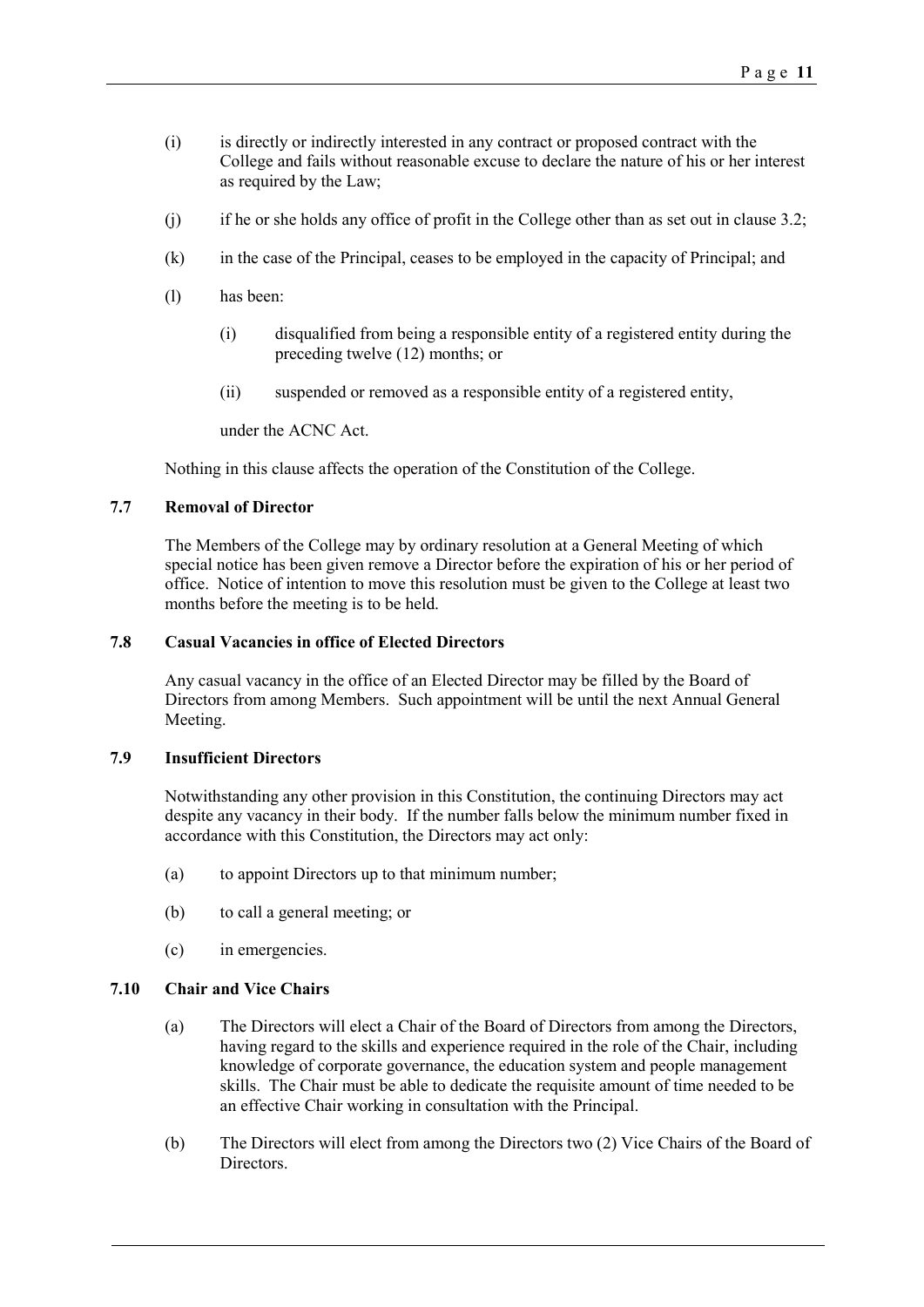(i) is directly or indirectly interested in any contract or proposed contract with the College and fails without reasonable excuse to declare the nature of his or her interest as required by the Law;

(j) if he or she holds any office of profit in the College other than as set out in clause 3.2;

(k) in the case of the Principal, ceases to be employed in the capacity of Principal; and

(l) has been:

   (i) disqualified from being a responsible entity of a registered entity during the preceding twelve (12) months; or

   (ii) suspended or removed as a responsible entity of a registered entity,

   under the ACNC Act.

Nothing in this clause affects the operation of the Constitution of the College.

### 7.7 Removal of Director

The Members of the College may by ordinary resolution at a General Meeting of which special notice has been given remove a Director before the expiration of his or her period of office. Notice of intention to move this resolution must be given to the College at least two months before the meeting is to be held.

### 7.8 Casual Vacancies in office of Elected Directors

Any casual vacancy in the office of an Elected Director may be filled by the Board of Directors from among Members. Such appointment will be until the next Annual General Meeting.

### 7.9 Insufficient Directors

Notwithstanding any other provision in this Constitution, the continuing Directors may act despite any vacancy in their body. If the number falls below the minimum number fixed in accordance with this Constitution, the Directors may act only:

(a) to appoint Directors up to that minimum number;

(b) to call a general meeting; or

(c) in emergencies.

### 7.10 Chair and Vice Chairs

(a) The Directors will elect a Chair of the Board of Directors from among the Directors, having regard to the skills and experience required in the role of the Chair, including knowledge of corporate governance, the education system and people management skills. The Chair must be able to dedicate the requisite amount of time needed to be an effective Chair working in consultation with the Principal.

(b) The Directors will elect from among the Directors two (2) Vice Chairs of the Board of Directors.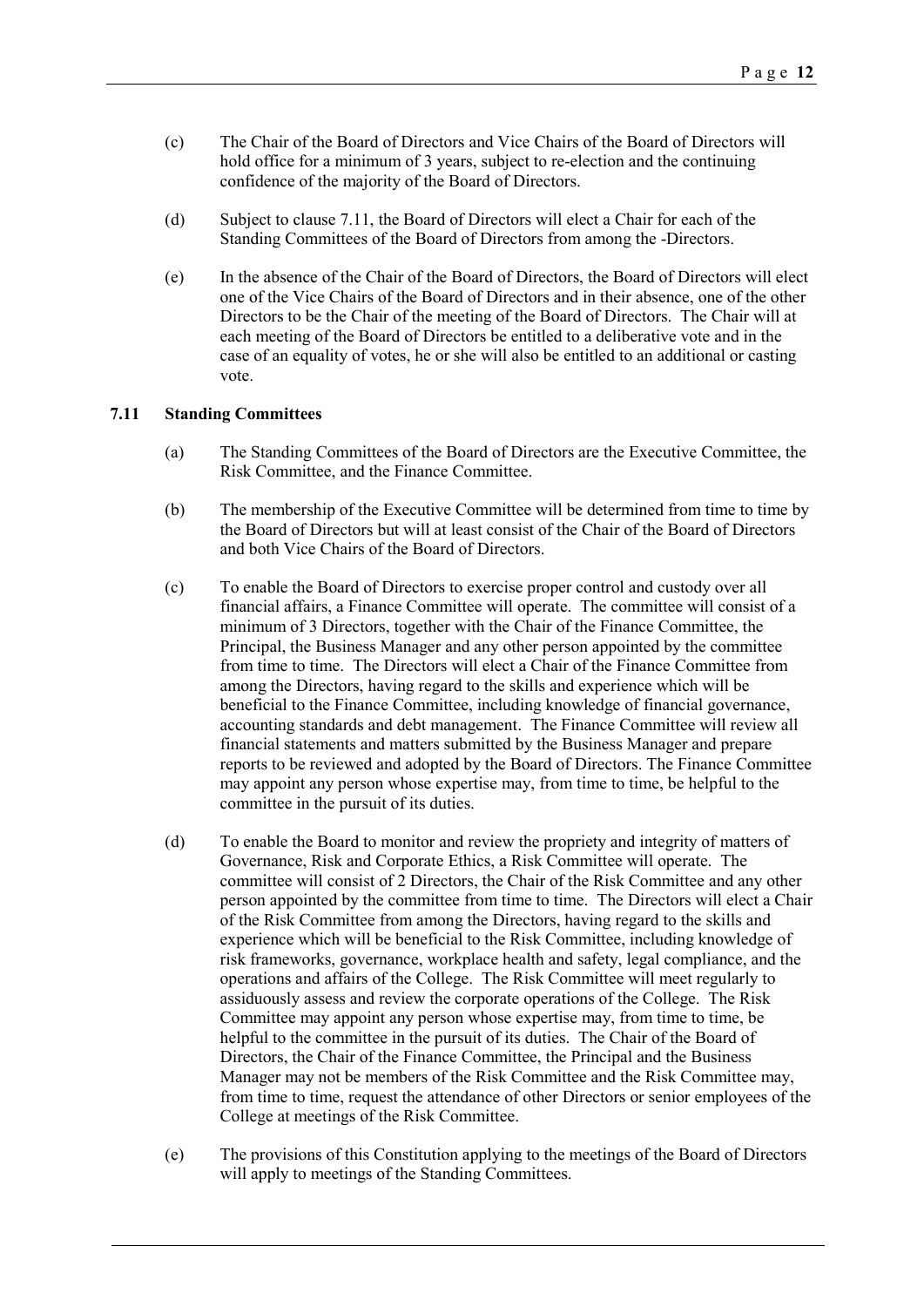(c) The Chair of the Board of Directors and Vice Chairs of the Board of Directors will hold office for a minimum of 3 years, subject to re-election and the continuing confidence of the majority of the Board of Directors.

(d) Subject to clause 7.11, the Board of Directors will elect a Chair for each of the Standing Committees of the Board of Directors from among the -Directors.

(e) In the absence of the Chair of the Board of Directors, the Board of Directors will elect one of the Vice Chairs of the Board of Directors and in their absence, one of the other Directors to be the Chair of the meeting of the Board of Directors. The Chair will at each meeting of the Board of Directors be entitled to a deliberative vote and in the case of an equality of votes, he or she will also be entitled to an additional or casting vote.

### 7.11 Standing Committees

(a) The Standing Committees of the Board of Directors are the Executive Committee, the Risk Committee, and the Finance Committee.

(b) The membership of the Executive Committee will be determined from time to time by the Board of Directors but will at least consist of the Chair of the Board of Directors and both Vice Chairs of the Board of Directors.

(c) To enable the Board of Directors to exercise proper control and custody over all financial affairs, a Finance Committee will operate. The committee will consist of a minimum of 3 Directors, together with the Chair of the Finance Committee, the Principal, the Business Manager and any other person appointed by the committee from time to time. The Directors will elect a Chair of the Finance Committee from among the Directors, having regard to the skills and experience which will be beneficial to the Finance Committee, including knowledge of financial governance, accounting standards and debt management. The Finance Committee will review all financial statements and matters submitted by the Business Manager and prepare reports to be reviewed and adopted by the Board of Directors. The Finance Committee may appoint any person whose expertise may, from time to time, be helpful to the committee in the pursuit of its duties.

(d) To enable the Board to monitor and review the propriety and integrity of matters of Governance, Risk and Corporate Ethics, a Risk Committee will operate. The committee will consist of 2 Directors, the Chair of the Risk Committee and any other person appointed by the committee from time to time. The Directors will elect a Chair of the Risk Committee from among the Directors, having regard to the skills and experience which will be beneficial to the Risk Committee, including knowledge of risk frameworks, governance, workplace health and safety, legal compliance, and the operations and affairs of the College. The Risk Committee will meet regularly to assiduously assess and review the corporate operations of the College. The Risk Committee may appoint any person whose expertise may, from time to time, be helpful to the committee in the pursuit of its duties. The Chair of the Board of Directors, the Chair of the Finance Committee, the Principal and the Business Manager may not be members of the Risk Committee and the Risk Committee may, from time to time, request the attendance of other Directors or senior employees of the College at meetings of the Risk Committee.

(e) The provisions of this Constitution applying to the meetings of the Board of Directors will apply to meetings of the Standing Committees.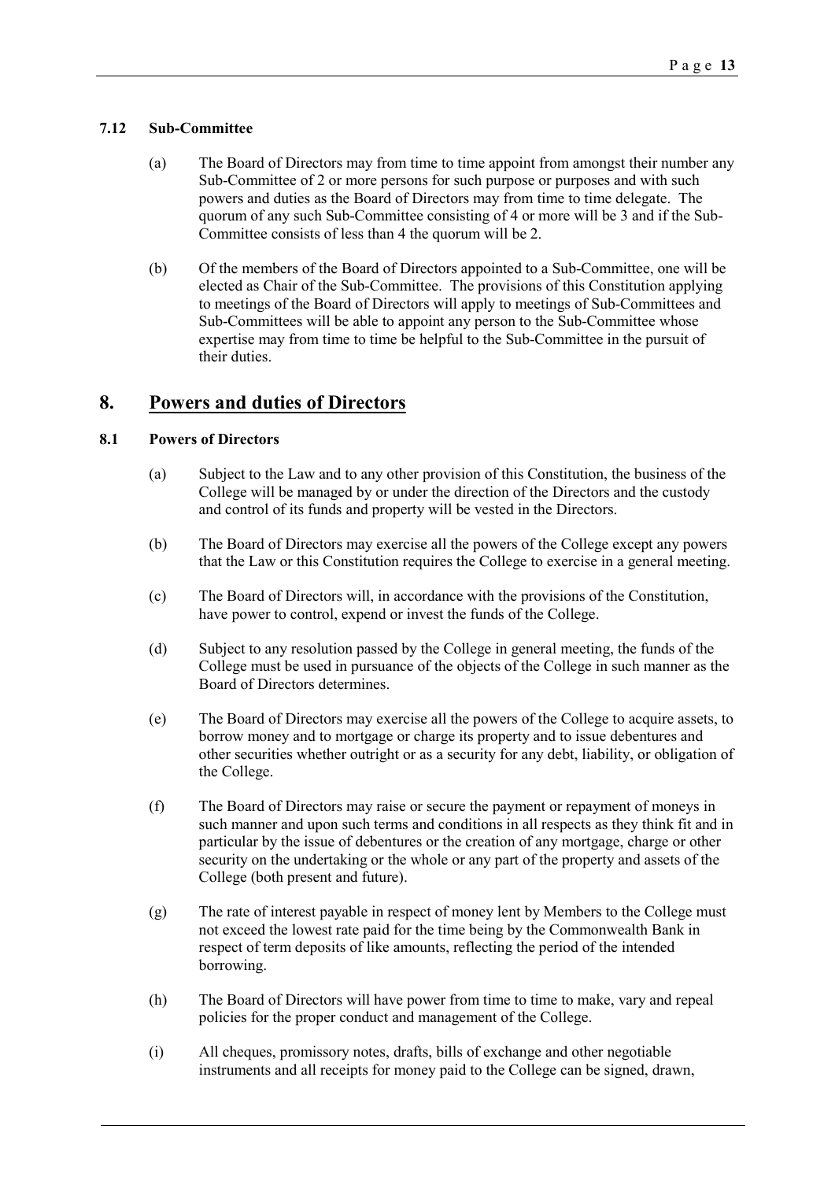### 7.12 Sub-Committee

(a) The Board of Directors may from time to time appoint from amongst their number any Sub-Committee of 2 or more persons for such purpose or purposes and with such powers and duties as the Board of Directors may from time to time delegate. The quorum of any such Sub-Committee consisting of 4 or more will be 3 and if the Sub-Committee consists of less than 4 the quorum will be 2.

(b) Of the members of the Board of Directors appointed to a Sub-Committee, one will be elected as Chair of the Sub-Committee. The provisions of this Constitution applying to meetings of the Board of Directors will apply to meetings of Sub-Committees and Sub-Committees will be able to appoint any person to the Sub-Committee whose expertise may from time to time be helpful to the Sub-Committee in the pursuit of their duties.

## 8. Powers and duties of Directors

### 8.1 Powers of Directors

(a) Subject to the Law and to any other provision of this Constitution, the business of the College will be managed by or under the direction of the Directors and the custody and control of its funds and property will be vested in the Directors.

(b) The Board of Directors may exercise all the powers of the College except any powers that the Law or this Constitution requires the College to exercise in a general meeting.

(c) The Board of Directors will, in accordance with the provisions of the Constitution, have power to control, expend or invest the funds of the College.

(d) Subject to any resolution passed by the College in general meeting, the funds of the College must be used in pursuance of the objects of the College in such manner as the Board of Directors determines.

(e) The Board of Directors may exercise all the powers of the College to acquire assets, to borrow money and to mortgage or charge its property and to issue debentures and other securities whether outright or as a security for any debt, liability, or obligation of the College.

(f) The Board of Directors may raise or secure the payment or repayment of moneys in such manner and upon such terms and conditions in all respects as they think fit and in particular by the issue of debentures or the creation of any mortgage, charge or other security on the undertaking or the whole or any part of the property and assets of the College (both present and future).

(g) The rate of interest payable in respect of money lent by Members to the College must not exceed the lowest rate paid for the time being by the Commonwealth Bank in respect of term deposits of like amounts, reflecting the period of the intended borrowing.

(h) The Board of Directors will have power from time to time to make, vary and repeal policies for the proper conduct and management of the College.

(i) All cheques, promissory notes, drafts, bills of exchange and other negotiable instruments and all receipts for money paid to the College can be signed, drawn,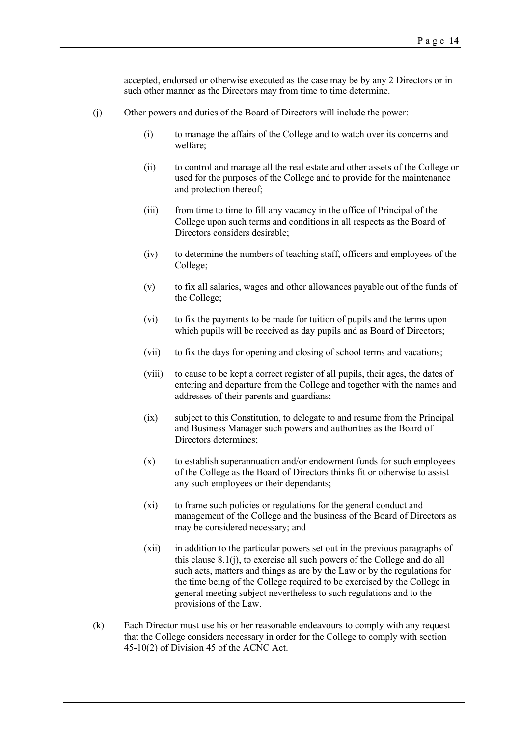accepted, endorsed or otherwise executed as the case may be by any 2 Directors or in such other manner as the Directors may from time to time determine.

(j) Other powers and duties of the Board of Directors will include the power:

  (i) to manage the affairs of the College and to watch over its concerns and welfare;

  (ii) to control and manage all the real estate and other assets of the College or used for the purposes of the College and to provide for the maintenance and protection thereof;

  (iii) from time to time to fill any vacancy in the office of Principal of the College upon such terms and conditions in all respects as the Board of Directors considers desirable;

  (iv) to determine the numbers of teaching staff, officers and employees of the College;

  (v) to fix all salaries, wages and other allowances payable out of the funds of the College;

  (vi) to fix the payments to be made for tuition of pupils and the terms upon which pupils will be received as day pupils and as Board of Directors;

  (vii) to fix the days for opening and closing of school terms and vacations;

  (viii) to cause to be kept a correct register of all pupils, their ages, the dates of entering and departure from the College and together with the names and addresses of their parents and guardians;

  (ix) subject to this Constitution, to delegate to and resume from the Principal and Business Manager such powers and authorities as the Board of Directors determines;

  (x) to establish superannuation and/or endowment funds for such employees of the College as the Board of Directors thinks fit or otherwise to assist any such employees or their dependants;

  (xi) to frame such policies or regulations for the general conduct and management of the College and the business of the Board of Directors as may be considered necessary; and

  (xii) in addition to the particular powers set out in the previous paragraphs of this clause 8.1(j), to exercise all such powers of the College and do all such acts, matters and things as are by the Law or by the regulations for the time being of the College required to be exercised by the College in general meeting subject nevertheless to such regulations and to the provisions of the Law.

(k) Each Director must use his or her reasonable endeavours to comply with any request that the College considers necessary in order for the College to comply with section 45-10(2) of Division 45 of the ACNC Act.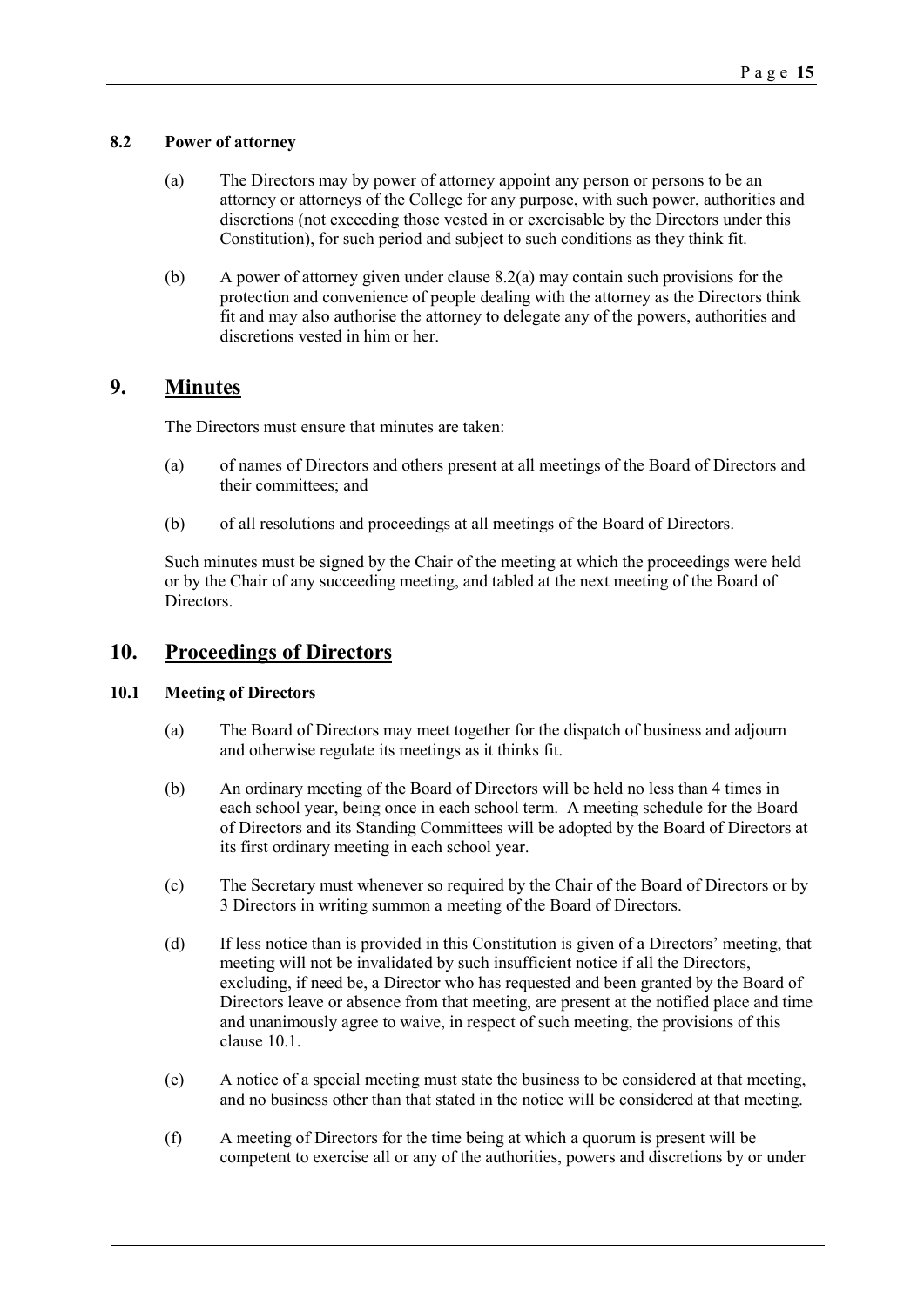### 8.2 Power of attorney

(a) The Directors may by power of attorney appoint any person or persons to be an attorney or attorneys of the College for any purpose, with such power, authorities and discretions (not exceeding those vested in or exercisable by the Directors under this Constitution), for such period and subject to such conditions as they think fit.

(b) A power of attorney given under clause 8.2(a) may contain such provisions for the protection and convenience of people dealing with the attorney as the Directors think fit and may also authorise the attorney to delegate any of the powers, authorities and discretions vested in him or her.

## 9. Minutes

The Directors must ensure that minutes are taken:

(a) of names of Directors and others present at all meetings of the Board of Directors and their committees; and

(b) of all resolutions and proceedings at all meetings of the Board of Directors.

Such minutes must be signed by the Chair of the meeting at which the proceedings were held or by the Chair of any succeeding meeting, and tabled at the next meeting of the Board of Directors.

## 10. Proceedings of Directors

### 10.1 Meeting of Directors

(a) The Board of Directors may meet together for the dispatch of business and adjourn and otherwise regulate its meetings as it thinks fit.

(b) An ordinary meeting of the Board of Directors will be held no less than 4 times in each school year, being once in each school term. A meeting schedule for the Board of Directors and its Standing Committees will be adopted by the Board of Directors at its first ordinary meeting in each school year.

(c) The Secretary must whenever so required by the Chair of the Board of Directors or by 3 Directors in writing summon a meeting of the Board of Directors.

(d) If less notice than is provided in this Constitution is given of a Directors' meeting, that meeting will not be invalidated by such insufficient notice if all the Directors, excluding, if need be, a Director who has requested and been granted by the Board of Directors leave or absence from that meeting, are present at the notified place and time and unanimously agree to waive, in respect of such meeting, the provisions of this clause 10.1.

(e) A notice of a special meeting must state the business to be considered at that meeting, and no business other than that stated in the notice will be considered at that meeting.

(f) A meeting of Directors for the time being at which a quorum is present will be competent to exercise all or any of the authorities, powers and discretions by or under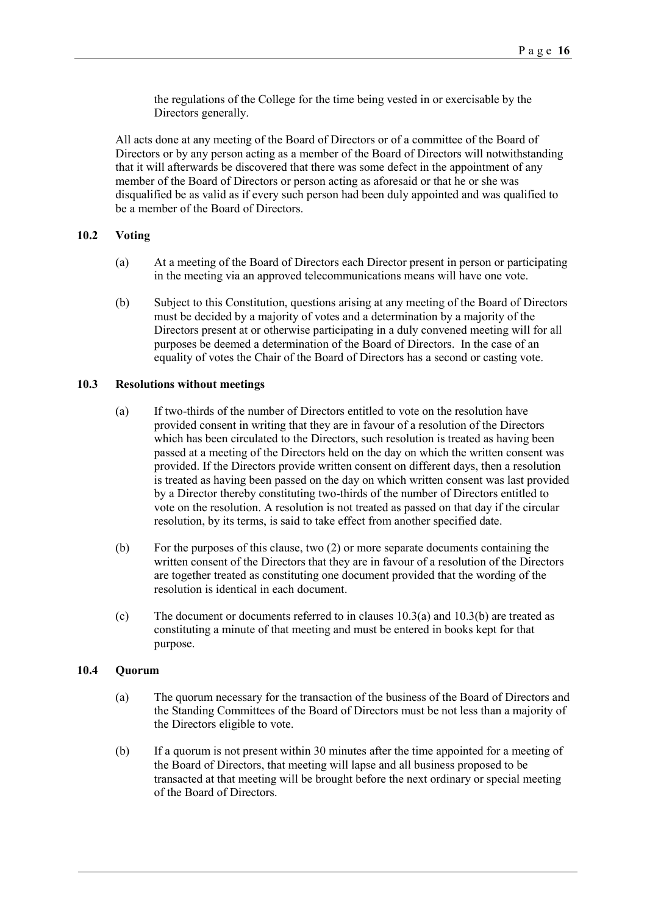the regulations of the College for the time being vested in or exercisable by the Directors generally.

All acts done at any meeting of the Board of Directors or of a committee of the Board of Directors or by any person acting as a member of the Board of Directors will notwithstanding that it will afterwards be discovered that there was some defect in the appointment of any member of the Board of Directors or person acting as aforesaid or that he or she was disqualified be as valid as if every such person had been duly appointed and was qualified to be a member of the Board of Directors.

### 10.2 Voting

(a) At a meeting of the Board of Directors each Director present in person or participating in the meeting via an approved telecommunications means will have one vote.

(b) Subject to this Constitution, questions arising at any meeting of the Board of Directors must be decided by a majority of votes and a determination by a majority of the Directors present at or otherwise participating in a duly convened meeting will for all purposes be deemed a determination of the Board of Directors. In the case of an equality of votes the Chair of the Board of Directors has a second or casting vote.

### 10.3 Resolutions without meetings

(a) If two-thirds of the number of Directors entitled to vote on the resolution have provided consent in writing that they are in favour of a resolution of the Directors which has been circulated to the Directors, such resolution is treated as having been passed at a meeting of the Directors held on the day on which the written consent was provided. If the Directors provide written consent on different days, then a resolution is treated as having been passed on the day on which written consent was last provided by a Director thereby constituting two-thirds of the number of Directors entitled to vote on the resolution. A resolution is not treated as passed on that day if the circular resolution, by its terms, is said to take effect from another specified date.

(b) For the purposes of this clause, two (2) or more separate documents containing the written consent of the Directors that they are in favour of a resolution of the Directors are together treated as constituting one document provided that the wording of the resolution is identical in each document.

(c) The document or documents referred to in clauses 10.3(a) and 10.3(b) are treated as constituting a minute of that meeting and must be entered in books kept for that purpose.

### 10.4 Quorum

(a) The quorum necessary for the transaction of the business of the Board of Directors and the Standing Committees of the Board of Directors must be not less than a majority of the Directors eligible to vote.

(b) If a quorum is not present within 30 minutes after the time appointed for a meeting of the Board of Directors, that meeting will lapse and all business proposed to be transacted at that meeting will be brought before the next ordinary or special meeting of the Board of Directors.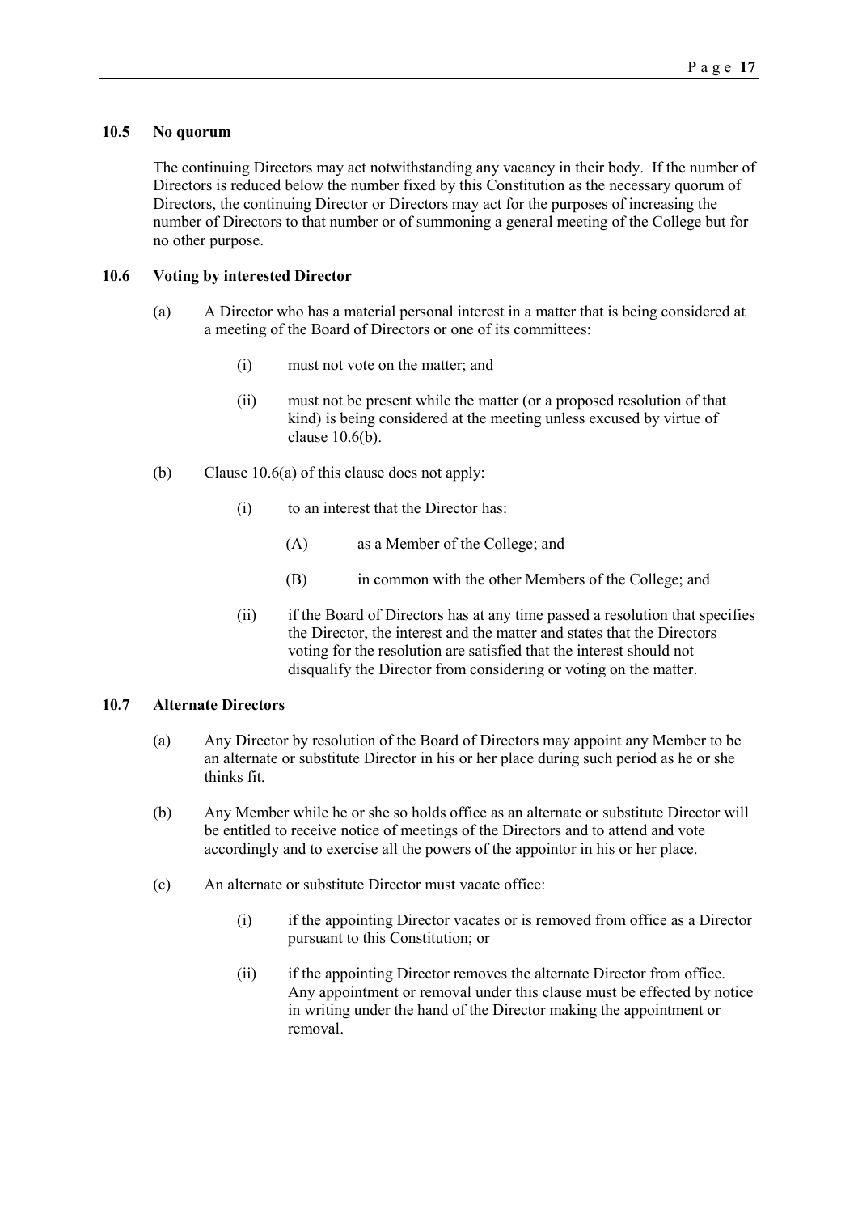### 10.5 No quorum

The continuing Directors may act notwithstanding any vacancy in their body. If the number of Directors is reduced below the number fixed by this Constitution as the necessary quorum of Directors, the continuing Director or Directors may act for the purposes of increasing the number of Directors to that number or of summoning a general meeting of the College but for no other purpose.

### 10.6 Voting by interested Director

(a) A Director who has a material personal interest in a matter that is being considered at a meeting of the Board of Directors or one of its committees:

  (i) must not vote on the matter; and

  (ii) must not be present while the matter (or a proposed resolution of that kind) is being considered at the meeting unless excused by virtue of clause 10.6(b).

(b) Clause 10.6(a) of this clause does not apply:

  (i) to an interest that the Director has:

    (A) as a Member of the College; and

    (B) in common with the other Members of the College; and

  (ii) if the Board of Directors has at any time passed a resolution that specifies the Director, the interest and the matter and states that the Directors voting for the resolution are satisfied that the interest should not disqualify the Director from considering or voting on the matter.

### 10.7 Alternate Directors

(a) Any Director by resolution of the Board of Directors may appoint any Member to be an alternate or substitute Director in his or her place during such period as he or she thinks fit.

(b) Any Member while he or she so holds office as an alternate or substitute Director will be entitled to receive notice of meetings of the Directors and to attend and vote accordingly and to exercise all the powers of the appointor in his or her place.

(c) An alternate or substitute Director must vacate office:

  (i) if the appointing Director vacates or is removed from office as a Director pursuant to this Constitution; or

  (ii) if the appointing Director removes the alternate Director from office. Any appointment or removal under this clause must be effected by notice in writing under the hand of the Director making the appointment or removal.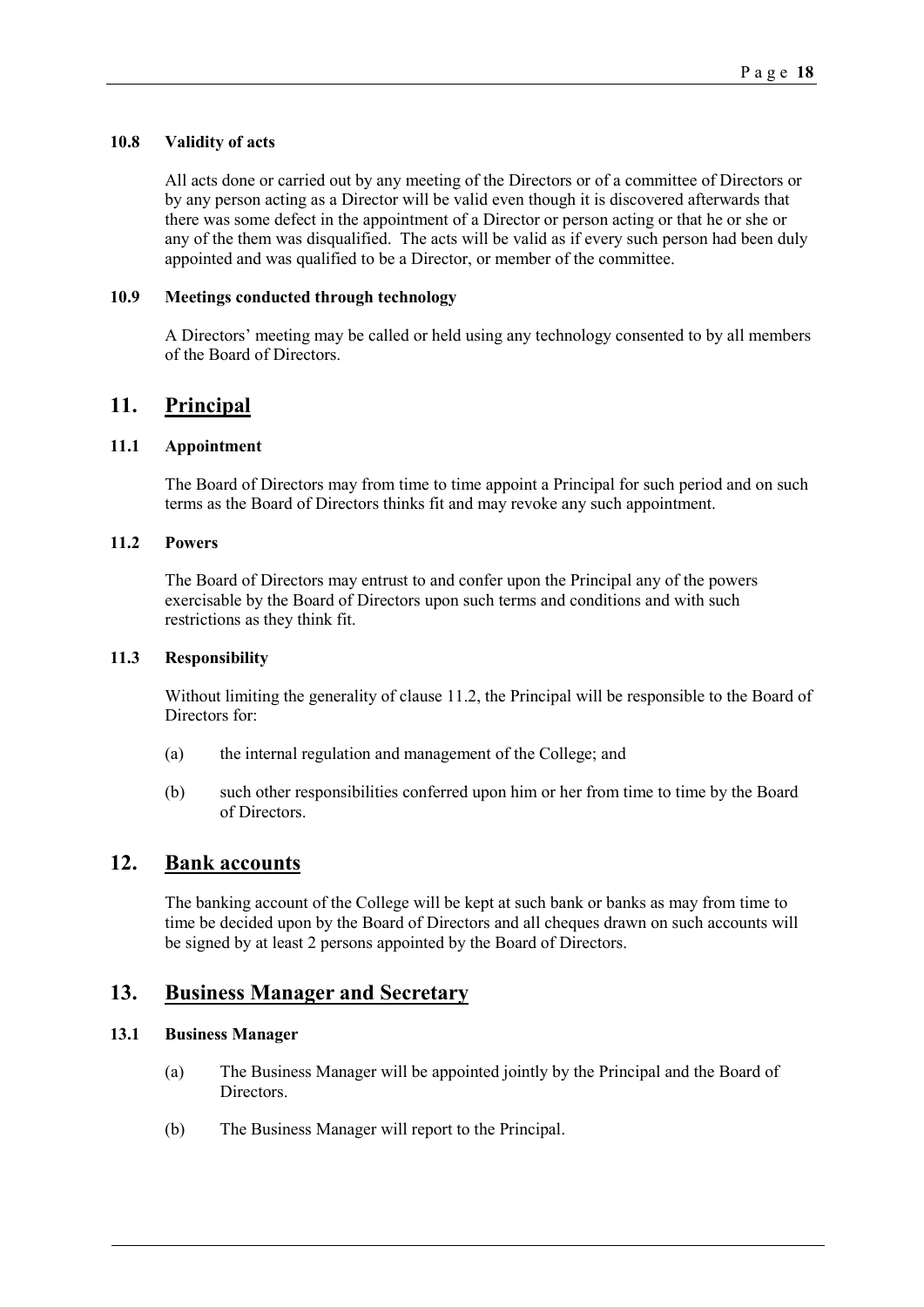### 10.8 Validity of acts

All acts done or carried out by any meeting of the Directors or of a committee of Directors or by any person acting as a Director will be valid even though it is discovered afterwards that there was some defect in the appointment of a Director or person acting or that he or she or any of the them was disqualified. The acts will be valid as if every such person had been duly appointed and was qualified to be a Director, or member of the committee.

### 10.9 Meetings conducted through technology

A Directors' meeting may be called or held using any technology consented to by all members of the Board of Directors.

## 11. Principal

### 11.1 Appointment

The Board of Directors may from time to time appoint a Principal for such period and on such terms as the Board of Directors thinks fit and may revoke any such appointment.

### 11.2 Powers

The Board of Directors may entrust to and confer upon the Principal any of the powers exercisable by the Board of Directors upon such terms and conditions and with such restrictions as they think fit.

### 11.3 Responsibility

Without limiting the generality of clause 11.2, the Principal will be responsible to the Board of Directors for:

(a) the internal regulation and management of the College; and

(b) such other responsibilities conferred upon him or her from time to time by the Board of Directors.

## 12. Bank accounts

The banking account of the College will be kept at such bank or banks as may from time to time be decided upon by the Board of Directors and all cheques drawn on such accounts will be signed by at least 2 persons appointed by the Board of Directors.

## 13. Business Manager and Secretary

### 13.1 Business Manager

(a) The Business Manager will be appointed jointly by the Principal and the Board of Directors.

(b) The Business Manager will report to the Principal.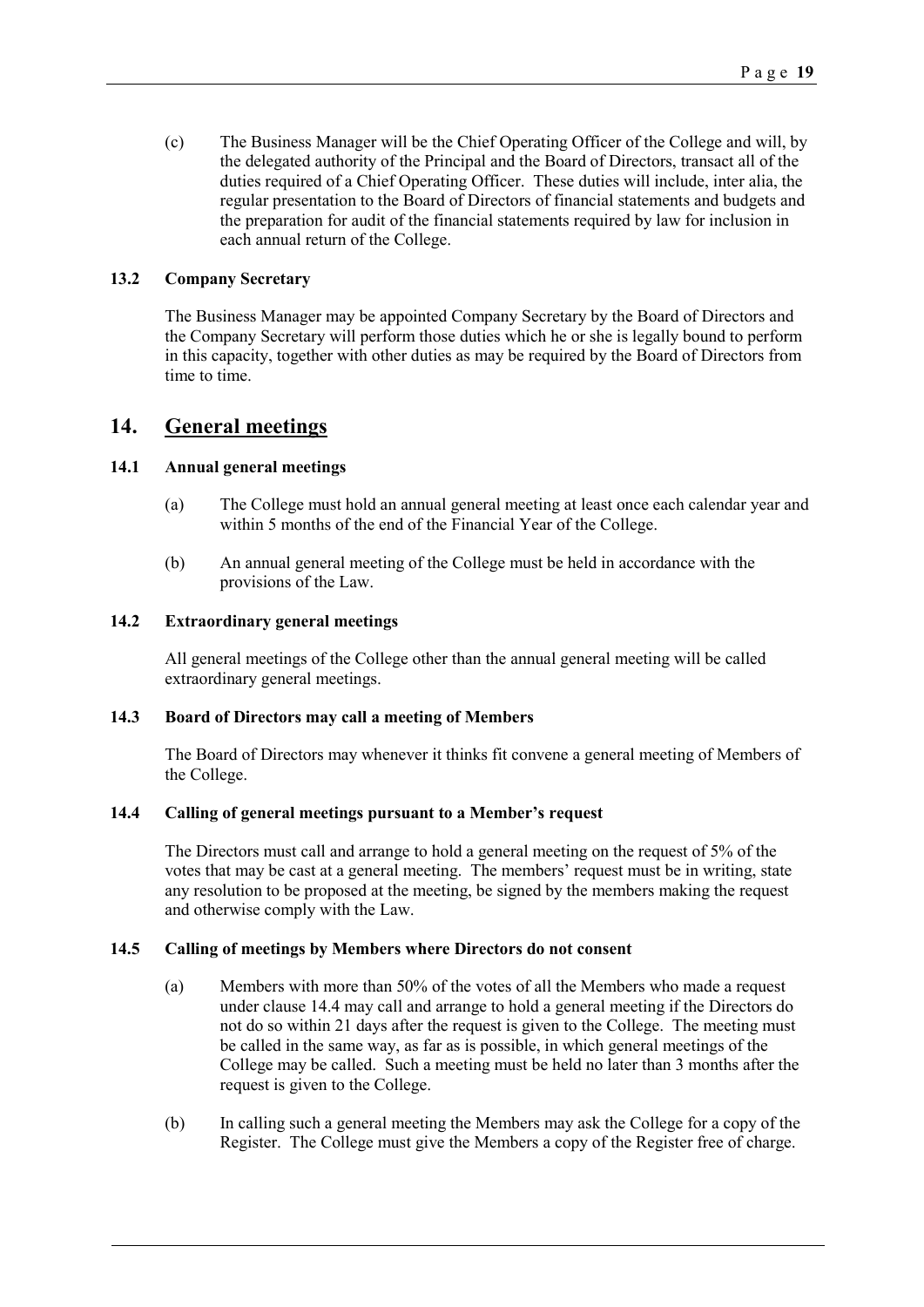(c) The Business Manager will be the Chief Operating Officer of the College and will, by the delegated authority of the Principal and the Board of Directors, transact all of the duties required of a Chief Operating Officer. These duties will include, inter alia, the regular presentation to the Board of Directors of financial statements and budgets and the preparation for audit of the financial statements required by law for inclusion in each annual return of the College.

### 13.2 Company Secretary

The Business Manager may be appointed Company Secretary by the Board of Directors and the Company Secretary will perform those duties which he or she is legally bound to perform in this capacity, together with other duties as may be required by the Board of Directors from time to time.

## 14. General meetings

### 14.1 Annual general meetings

(a) The College must hold an annual general meeting at least once each calendar year and within 5 months of the end of the Financial Year of the College.

(b) An annual general meeting of the College must be held in accordance with the provisions of the Law.

### 14.2 Extraordinary general meetings

All general meetings of the College other than the annual general meeting will be called extraordinary general meetings.

### 14.3 Board of Directors may call a meeting of Members

The Board of Directors may whenever it thinks fit convene a general meeting of Members of the College.

### 14.4 Calling of general meetings pursuant to a Member's request

The Directors must call and arrange to hold a general meeting on the request of 5% of the votes that may be cast at a general meeting. The members' request must be in writing, state any resolution to be proposed at the meeting, be signed by the members making the request and otherwise comply with the Law.

### 14.5 Calling of meetings by Members where Directors do not consent

(a) Members with more than 50% of the votes of all the Members who made a request under clause 14.4 may call and arrange to hold a general meeting if the Directors do not do so within 21 days after the request is given to the College. The meeting must be called in the same way, as far as is possible, in which general meetings of the College may be called. Such a meeting must be held no later than 3 months after the request is given to the College.

(b) In calling such a general meeting the Members may ask the College for a copy of the Register. The College must give the Members a copy of the Register free of charge.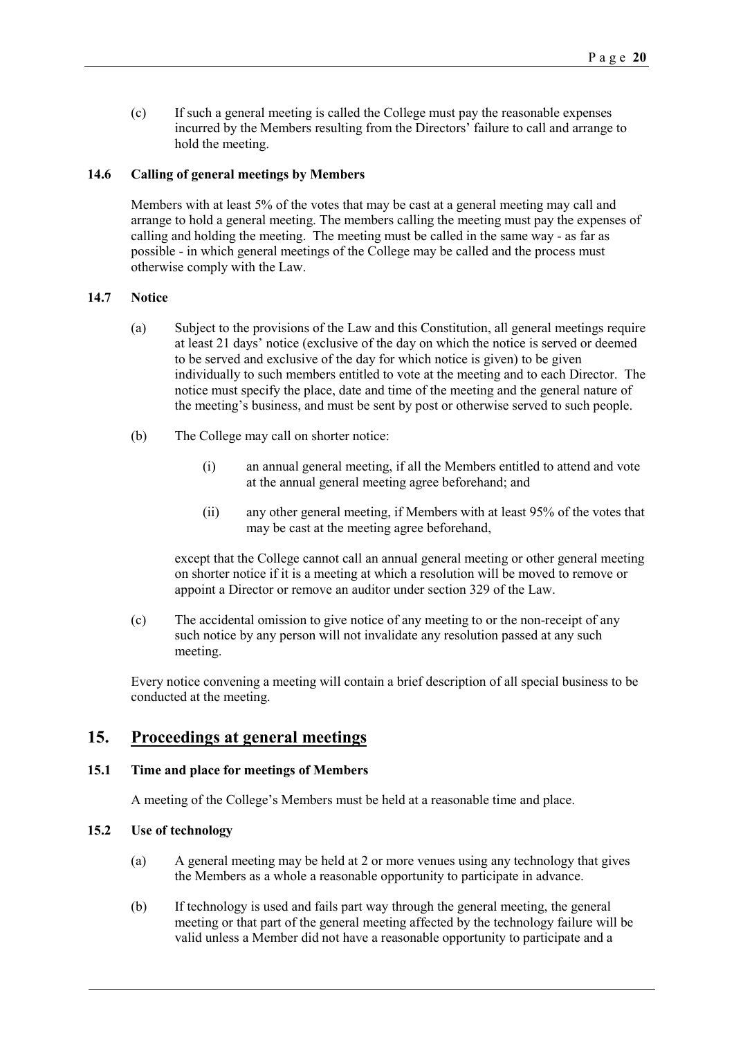(c) If such a general meeting is called the College must pay the reasonable expenses incurred by the Members resulting from the Directors' failure to call and arrange to hold the meeting.

### 14.6 Calling of general meetings by Members

Members with at least 5% of the votes that may be cast at a general meeting may call and arrange to hold a general meeting. The members calling the meeting must pay the expenses of calling and holding the meeting. The meeting must be called in the same way - as far as possible - in which general meetings of the College may be called and the process must otherwise comply with the Law.

### 14.7 Notice

(a) Subject to the provisions of the Law and this Constitution, all general meetings require at least 21 days' notice (exclusive of the day on which the notice is served or deemed to be served and exclusive of the day for which notice is given) to be given individually to such members entitled to vote at the meeting and to each Director. The notice must specify the place, date and time of the meeting and the general nature of the meeting's business, and must be sent by post or otherwise served to such people.

(b) The College may call on shorter notice:

(i) an annual general meeting, if all the Members entitled to attend and vote at the annual general meeting agree beforehand; and

(ii) any other general meeting, if Members with at least 95% of the votes that may be cast at the meeting agree beforehand,

except that the College cannot call an annual general meeting or other general meeting on shorter notice if it is a meeting at which a resolution will be moved to remove or appoint a Director or remove an auditor under section 329 of the Law.

(c) The accidental omission to give notice of any meeting to or the non-receipt of any such notice by any person will not invalidate any resolution passed at any such meeting.

Every notice convening a meeting will contain a brief description of all special business to be conducted at the meeting.

## 15. Proceedings at general meetings

### 15.1 Time and place for meetings of Members

A meeting of the College's Members must be held at a reasonable time and place.

### 15.2 Use of technology

(a) A general meeting may be held at 2 or more venues using any technology that gives the Members as a whole a reasonable opportunity to participate in advance.

(b) If technology is used and fails part way through the general meeting, the general meeting or that part of the general meeting affected by the technology failure will be valid unless a Member did not have a reasonable opportunity to participate and a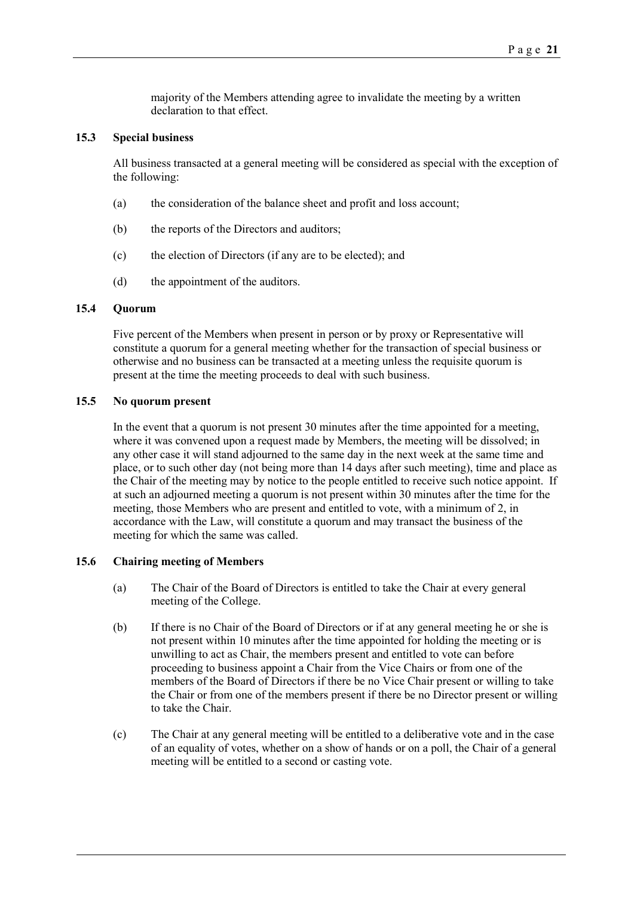majority of the Members attending agree to invalidate the meeting by a written declaration to that effect.

### 15.3 Special business

All business transacted at a general meeting will be considered as special with the exception of the following:

(a) the consideration of the balance sheet and profit and loss account;

(b) the reports of the Directors and auditors;

(c) the election of Directors (if any are to be elected); and

(d) the appointment of the auditors.

### 15.4 Quorum

Five percent of the Members when present in person or by proxy or Representative will constitute a quorum for a general meeting whether for the transaction of special business or otherwise and no business can be transacted at a meeting unless the requisite quorum is present at the time the meeting proceeds to deal with such business.

### 15.5 No quorum present

In the event that a quorum is not present 30 minutes after the time appointed for a meeting, where it was convened upon a request made by Members, the meeting will be dissolved; in any other case it will stand adjourned to the same day in the next week at the same time and place, or to such other day (not being more than 14 days after such meeting), time and place as the Chair of the meeting may by notice to the people entitled to receive such notice appoint. If at such an adjourned meeting a quorum is not present within 30 minutes after the time for the meeting, those Members who are present and entitled to vote, with a minimum of 2, in accordance with the Law, will constitute a quorum and may transact the business of the meeting for which the same was called.

### 15.6 Chairing meeting of Members

(a) The Chair of the Board of Directors is entitled to take the Chair at every general meeting of the College.

(b) If there is no Chair of the Board of Directors or if at any general meeting he or she is not present within 10 minutes after the time appointed for holding the meeting or is unwilling to act as Chair, the members present and entitled to vote can before proceeding to business appoint a Chair from the Vice Chairs or from one of the members of the Board of Directors if there be no Vice Chair present or willing to take the Chair or from one of the members present if there be no Director present or willing to take the Chair.

(c) The Chair at any general meeting will be entitled to a deliberative vote and in the case of an equality of votes, whether on a show of hands or on a poll, the Chair of a general meeting will be entitled to a second or casting vote.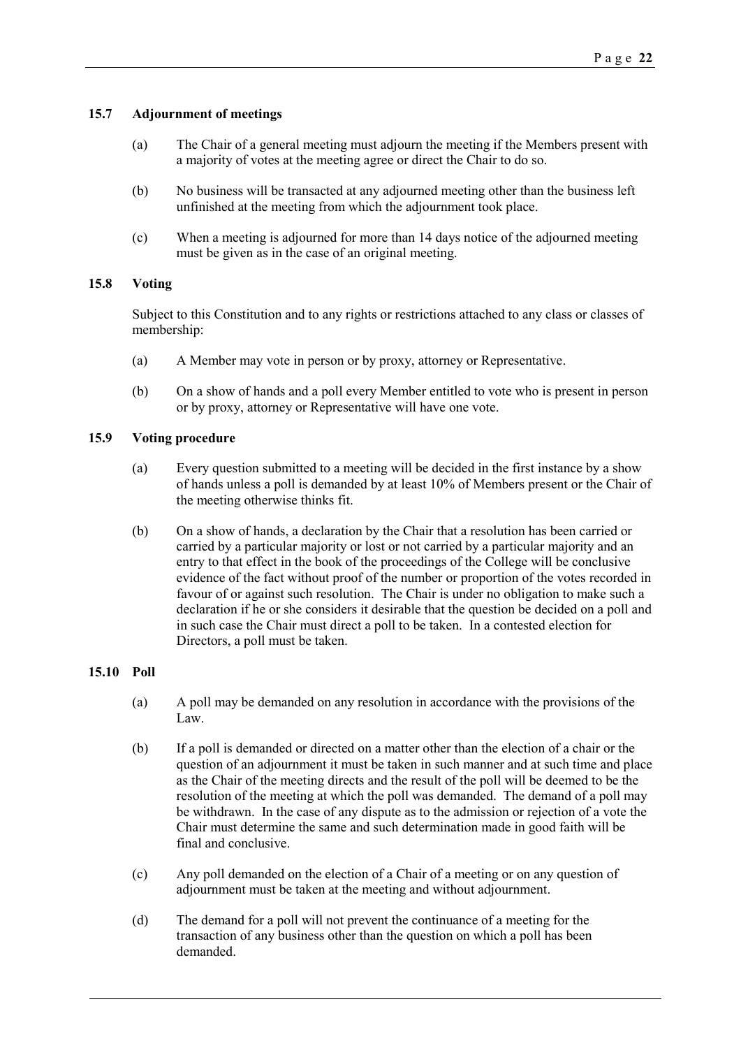### 15.7 Adjournment of meetings

(a) The Chair of a general meeting must adjourn the meeting if the Members present with a majority of votes at the meeting agree or direct the Chair to do so.

(b) No business will be transacted at any adjourned meeting other than the business left unfinished at the meeting from which the adjournment took place.

(c) When a meeting is adjourned for more than 14 days notice of the adjourned meeting must be given as in the case of an original meeting.

### 15.8 Voting

Subject to this Constitution and to any rights or restrictions attached to any class or classes of membership:

(a) A Member may vote in person or by proxy, attorney or Representative.

(b) On a show of hands and a poll every Member entitled to vote who is present in person or by proxy, attorney or Representative will have one vote.

### 15.9 Voting procedure

(a) Every question submitted to a meeting will be decided in the first instance by a show of hands unless a poll is demanded by at least 10% of Members present or the Chair of the meeting otherwise thinks fit.

(b) On a show of hands, a declaration by the Chair that a resolution has been carried or carried by a particular majority or lost or not carried by a particular majority and an entry to that effect in the book of the proceedings of the College will be conclusive evidence of the fact without proof of the number or proportion of the votes recorded in favour of or against such resolution. The Chair is under no obligation to make such a declaration if he or she considers it desirable that the question be decided on a poll and in such case the Chair must direct a poll to be taken. In a contested election for Directors, a poll must be taken.

### 15.10 Poll

(a) A poll may be demanded on any resolution in accordance with the provisions of the Law.

(b) If a poll is demanded or directed on a matter other than the election of a chair or the question of an adjournment it must be taken in such manner and at such time and place as the Chair of the meeting directs and the result of the poll will be deemed to be the resolution of the meeting at which the poll was demanded. The demand of a poll may be withdrawn. In the case of any dispute as to the admission or rejection of a vote the Chair must determine the same and such determination made in good faith will be final and conclusive.

(c) Any poll demanded on the election of a Chair of a meeting or on any question of adjournment must be taken at the meeting and without adjournment.

(d) The demand for a poll will not prevent the continuance of a meeting for the transaction of any business other than the question on which a poll has been demanded.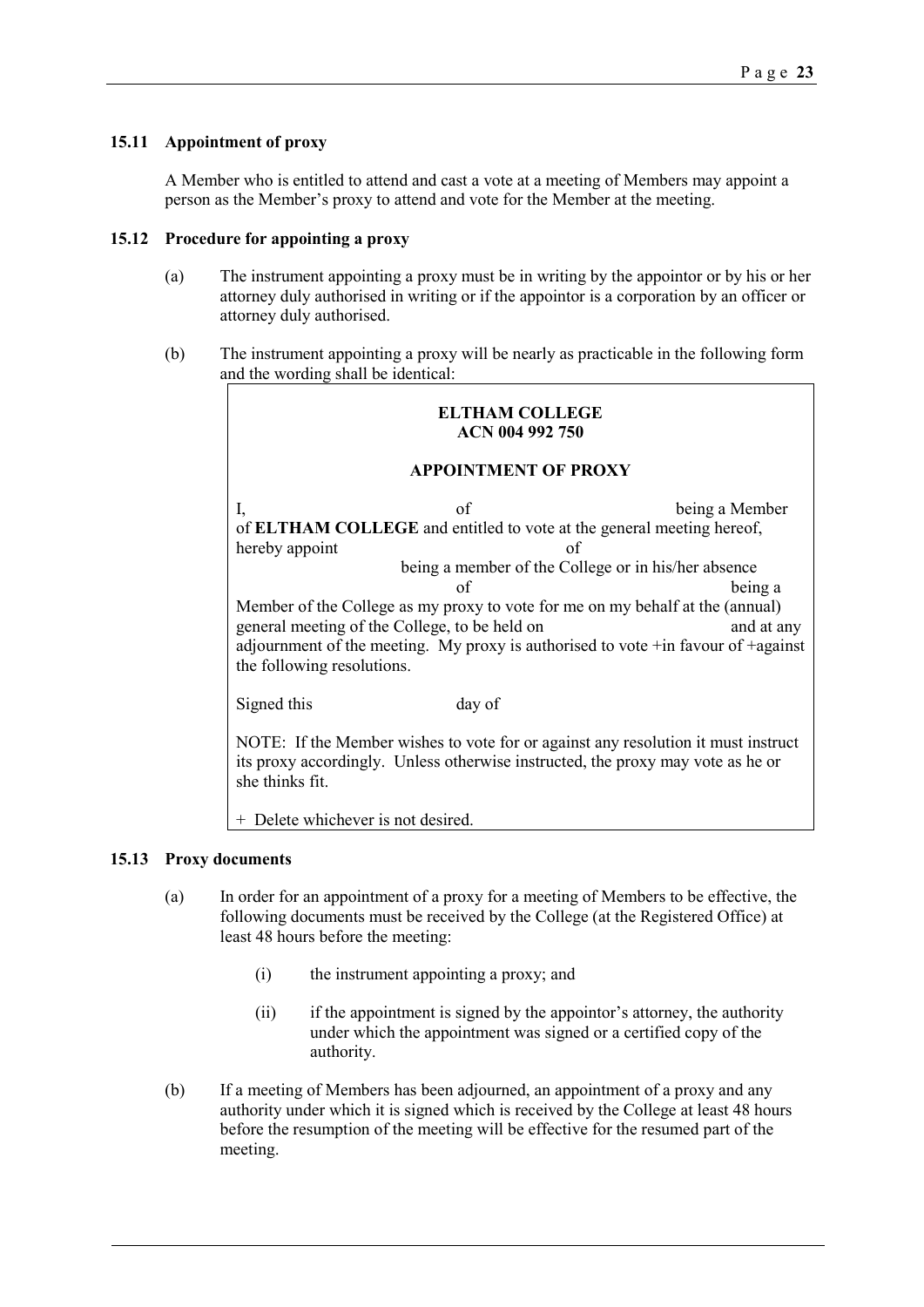### 15.11 Appointment of proxy

A Member who is entitled to attend and cast a vote at a meeting of Members may appoint a person as the Member's proxy to attend and vote for the Member at the meeting.

### 15.12 Procedure for appointing a proxy

(a) The instrument appointing a proxy must be in writing by the appointor or by his or her attorney duly authorised in writing or if the appointor is a corporation by an officer or attorney duly authorised.

(b) The instrument appointing a proxy will be nearly as practicable in the following form and the wording shall be identical:

> **ELTHAM COLLEGE**
> **ACN 004 992 750**
>
> **APPOINTMENT OF PROXY**
>
> I, of being a Member of **ELTHAM COLLEGE** and entitled to vote at the general meeting hereof, hereby appoint of being a member of the College or in his/her absence of being a Member of the College as my proxy to vote for me on my behalf at the (annual) general meeting of the College, to be held on and at any adjournment of the meeting. My proxy is authorised to vote +in favour of +against the following resolutions.
>
> Signed this day of
>
> NOTE: If the Member wishes to vote for or against any resolution it must instruct its proxy accordingly. Unless otherwise instructed, the proxy may vote as he or she thinks fit.
>
> + Delete whichever is not desired.

### 15.13 Proxy documents

(a) In order for an appointment of a proxy for a meeting of Members to be effective, the following documents must be received by the College (at the Registered Office) at least 48 hours before the meeting:

- (i) the instrument appointing a proxy; and
- (ii) if the appointment is signed by the appointor's attorney, the authority under which the appointment was signed or a certified copy of the authority.

(b) If a meeting of Members has been adjourned, an appointment of a proxy and any authority under which it is signed which is received by the College at least 48 hours before the resumption of the meeting will be effective for the resumed part of the meeting.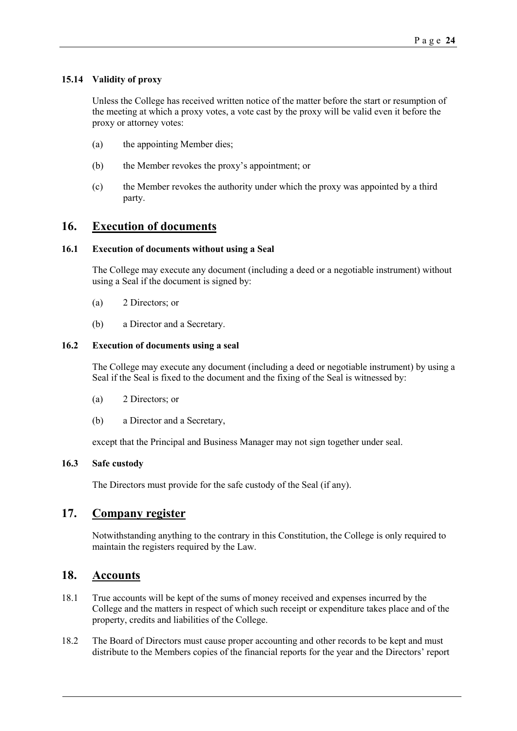### 15.14 Validity of proxy

Unless the College has received written notice of the matter before the start or resumption of the meeting at which a proxy votes, a vote cast by the proxy will be valid even it before the proxy or attorney votes:

(a) the appointing Member dies;

(b) the Member revokes the proxy's appointment; or

(c) the Member revokes the authority under which the proxy was appointed by a third party.

## 16. Execution of documents

### 16.1 Execution of documents without using a Seal

The College may execute any document (including a deed or a negotiable instrument) without using a Seal if the document is signed by:

(a) 2 Directors; or

(b) a Director and a Secretary.

### 16.2 Execution of documents using a seal

The College may execute any document (including a deed or negotiable instrument) by using a Seal if the Seal is fixed to the document and the fixing of the Seal is witnessed by:

(a) 2 Directors; or

(b) a Director and a Secretary,

except that the Principal and Business Manager may not sign together under seal.

### 16.3 Safe custody

The Directors must provide for the safe custody of the Seal (if any).

## 17. Company register

Notwithstanding anything to the contrary in this Constitution, the College is only required to maintain the registers required by the Law.

## 18. Accounts

18.1 True accounts will be kept of the sums of money received and expenses incurred by the College and the matters in respect of which such receipt or expenditure takes place and of the property, credits and liabilities of the College.

18.2 The Board of Directors must cause proper accounting and other records to be kept and must distribute to the Members copies of the financial reports for the year and the Directors' report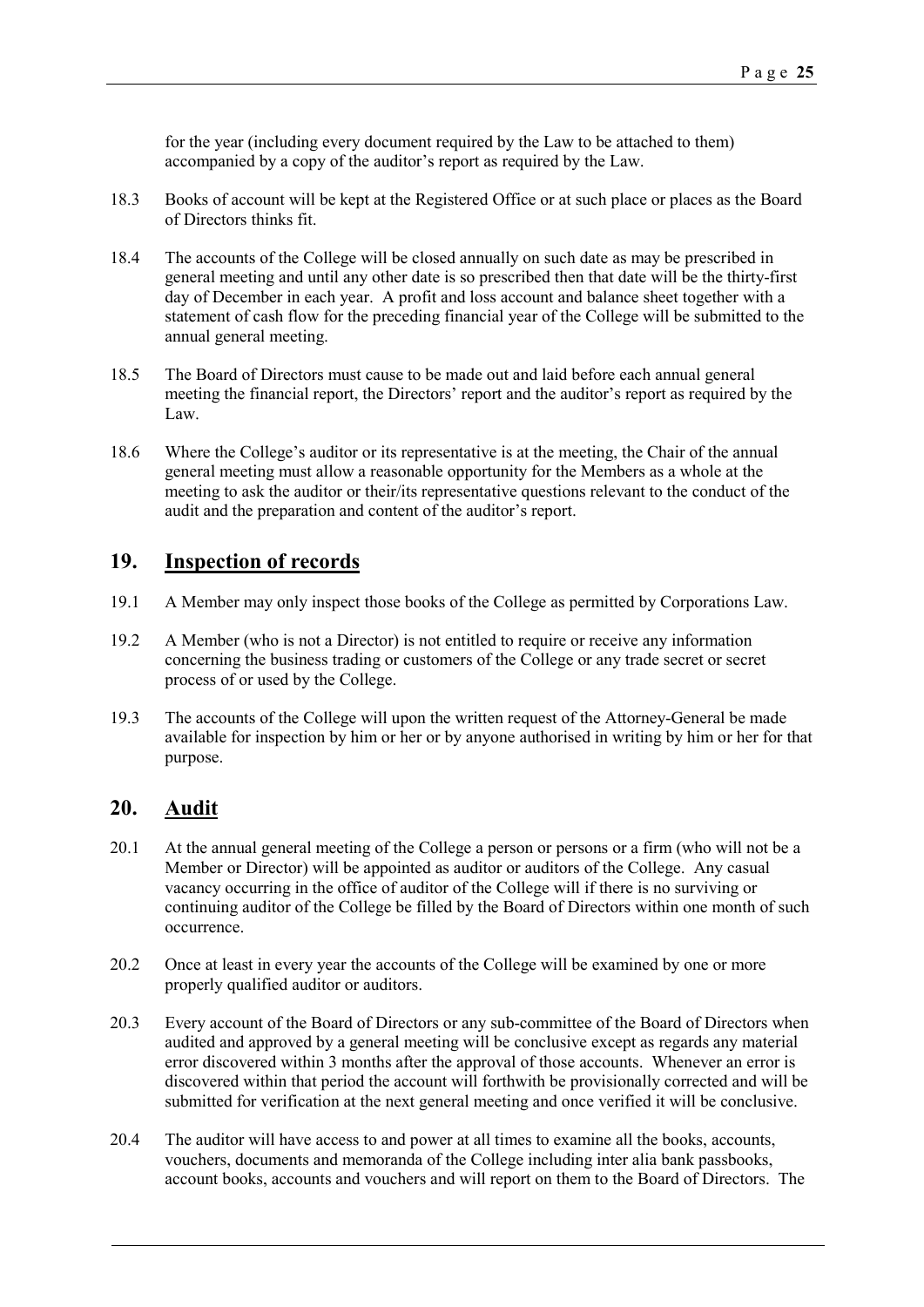for the year (including every document required by the Law to be attached to them) accompanied by a copy of the auditor's report as required by the Law.

18.3 Books of account will be kept at the Registered Office or at such place or places as the Board of Directors thinks fit.

18.4 The accounts of the College will be closed annually on such date as may be prescribed in general meeting and until any other date is so prescribed then that date will be the thirty-first day of December in each year. A profit and loss account and balance sheet together with a statement of cash flow for the preceding financial year of the College will be submitted to the annual general meeting.

18.5 The Board of Directors must cause to be made out and laid before each annual general meeting the financial report, the Directors' report and the auditor's report as required by the Law.

18.6 Where the College's auditor or its representative is at the meeting, the Chair of the annual general meeting must allow a reasonable opportunity for the Members as a whole at the meeting to ask the auditor or their/its representative questions relevant to the conduct of the audit and the preparation and content of the auditor's report.

## 19. Inspection of records

19.1 A Member may only inspect those books of the College as permitted by Corporations Law.

19.2 A Member (who is not a Director) is not entitled to require or receive any information concerning the business trading or customers of the College or any trade secret or secret process of or used by the College.

19.3 The accounts of the College will upon the written request of the Attorney-General be made available for inspection by him or her or by anyone authorised in writing by him or her for that purpose.

## 20. Audit

20.1 At the annual general meeting of the College a person or persons or a firm (who will not be a Member or Director) will be appointed as auditor or auditors of the College. Any casual vacancy occurring in the office of auditor of the College will if there is no surviving or continuing auditor of the College be filled by the Board of Directors within one month of such occurrence.

20.2 Once at least in every year the accounts of the College will be examined by one or more properly qualified auditor or auditors.

20.3 Every account of the Board of Directors or any sub-committee of the Board of Directors when audited and approved by a general meeting will be conclusive except as regards any material error discovered within 3 months after the approval of those accounts. Whenever an error is discovered within that period the account will forthwith be provisionally corrected and will be submitted for verification at the next general meeting and once verified it will be conclusive.

20.4 The auditor will have access to and power at all times to examine all the books, accounts, vouchers, documents and memoranda of the College including inter alia bank passbooks, account books, accounts and vouchers and will report on them to the Board of Directors. The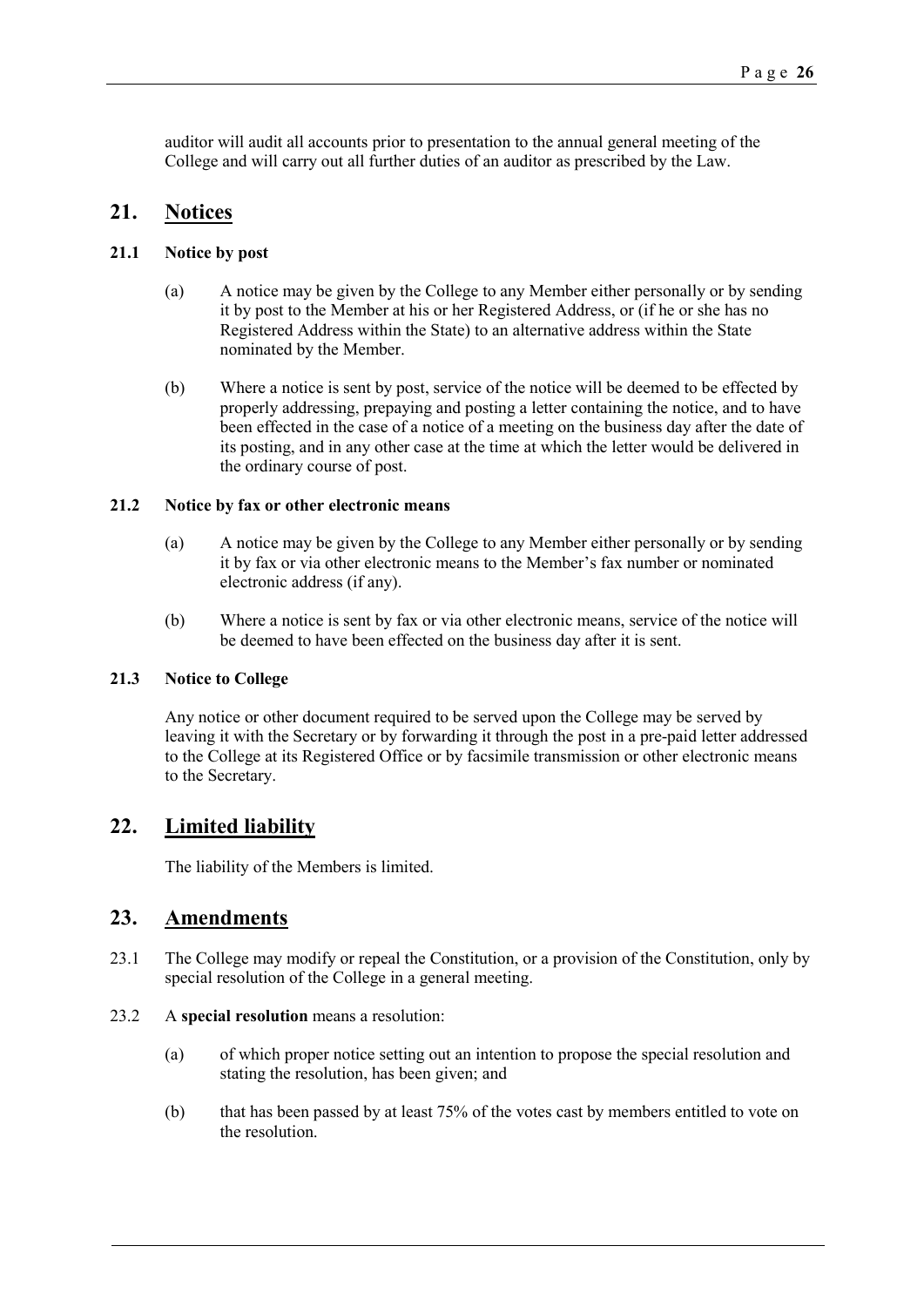auditor will audit all accounts prior to presentation to the annual general meeting of the College and will carry out all further duties of an auditor as prescribed by the Law.

## 21. Notices

### 21.1 Notice by post

(a) A notice may be given by the College to any Member either personally or by sending it by post to the Member at his or her Registered Address, or (if he or she has no Registered Address within the State) to an alternative address within the State nominated by the Member.

(b) Where a notice is sent by post, service of the notice will be deemed to be effected by properly addressing, prepaying and posting a letter containing the notice, and to have been effected in the case of a notice of a meeting on the business day after the date of its posting, and in any other case at the time at which the letter would be delivered in the ordinary course of post.

### 21.2 Notice by fax or other electronic means

(a) A notice may be given by the College to any Member either personally or by sending it by fax or via other electronic means to the Member's fax number or nominated electronic address (if any).

(b) Where a notice is sent by fax or via other electronic means, service of the notice will be deemed to have been effected on the business day after it is sent.

### 21.3 Notice to College

Any notice or other document required to be served upon the College may be served by leaving it with the Secretary or by forwarding it through the post in a pre-paid letter addressed to the College at its Registered Office or by facsimile transmission or other electronic means to the Secretary.

## 22. Limited liability

The liability of the Members is limited.

## 23. Amendments

23.1 The College may modify or repeal the Constitution, or a provision of the Constitution, only by special resolution of the College in a general meeting.

23.2 A **special resolution** means a resolution:

(a) of which proper notice setting out an intention to propose the special resolution and stating the resolution, has been given; and

(b) that has been passed by at least 75% of the votes cast by members entitled to vote on the resolution.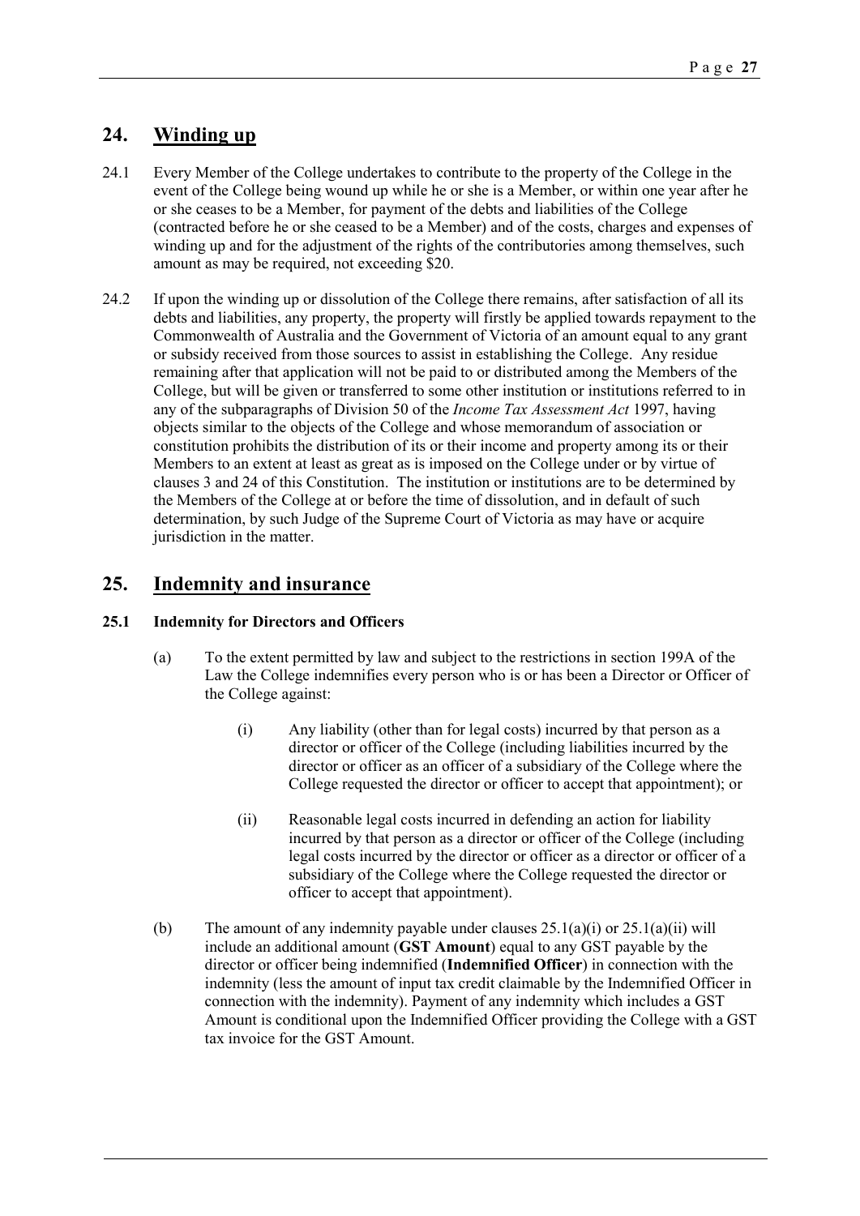## 24. Winding up

24.1 Every Member of the College undertakes to contribute to the property of the College in the event of the College being wound up while he or she is a Member, or within one year after he or she ceases to be a Member, for payment of the debts and liabilities of the College (contracted before he or she ceased to be a Member) and of the costs, charges and expenses of winding up and for the adjustment of the rights of the contributories among themselves, such amount as may be required, not exceeding $20.

24.2 If upon the winding up or dissolution of the College there remains, after satisfaction of all its debts and liabilities, any property, the property will firstly be applied towards repayment to the Commonwealth of Australia and the Government of Victoria of an amount equal to any grant or subsidy received from those sources to assist in establishing the College. Any residue remaining after that application will not be paid to or distributed among the Members of the College, but will be given or transferred to some other institution or institutions referred to in any of the subparagraphs of Division 50 of the *Income Tax Assessment Act* 1997, having objects similar to the objects of the College and whose memorandum of association or constitution prohibits the distribution of its or their income and property among its or their Members to an extent at least as great as is imposed on the College under or by virtue of clauses 3 and 24 of this Constitution. The institution or institutions are to be determined by the Members of the College at or before the time of dissolution, and in default of such determination, by such Judge of the Supreme Court of Victoria as may have or acquire jurisdiction in the matter.

## 25. Indemnity and insurance

### 25.1 Indemnity for Directors and Officers

(a) To the extent permitted by law and subject to the restrictions in section 199A of the Law the College indemnifies every person who is or has been a Director or Officer of the College against:

(i) Any liability (other than for legal costs) incurred by that person as a director or officer of the College (including liabilities incurred by the director or officer as an officer of a subsidiary of the College where the College requested the director or officer to accept that appointment); or

(ii) Reasonable legal costs incurred in defending an action for liability incurred by that person as a director or officer of the College (including legal costs incurred by the director or officer as a director or officer of a subsidiary of the College where the College requested the director or officer to accept that appointment).

(b) The amount of any indemnity payable under clauses 25.1(a)(i) or 25.1(a)(ii) will include an additional amount (**GST Amount**) equal to any GST payable by the director or officer being indemnified (**Indemnified Officer**) in connection with the indemnity (less the amount of input tax credit claimable by the Indemnified Officer in connection with the indemnity). Payment of any indemnity which includes a GST Amount is conditional upon the Indemnified Officer providing the College with a GST tax invoice for the GST Amount.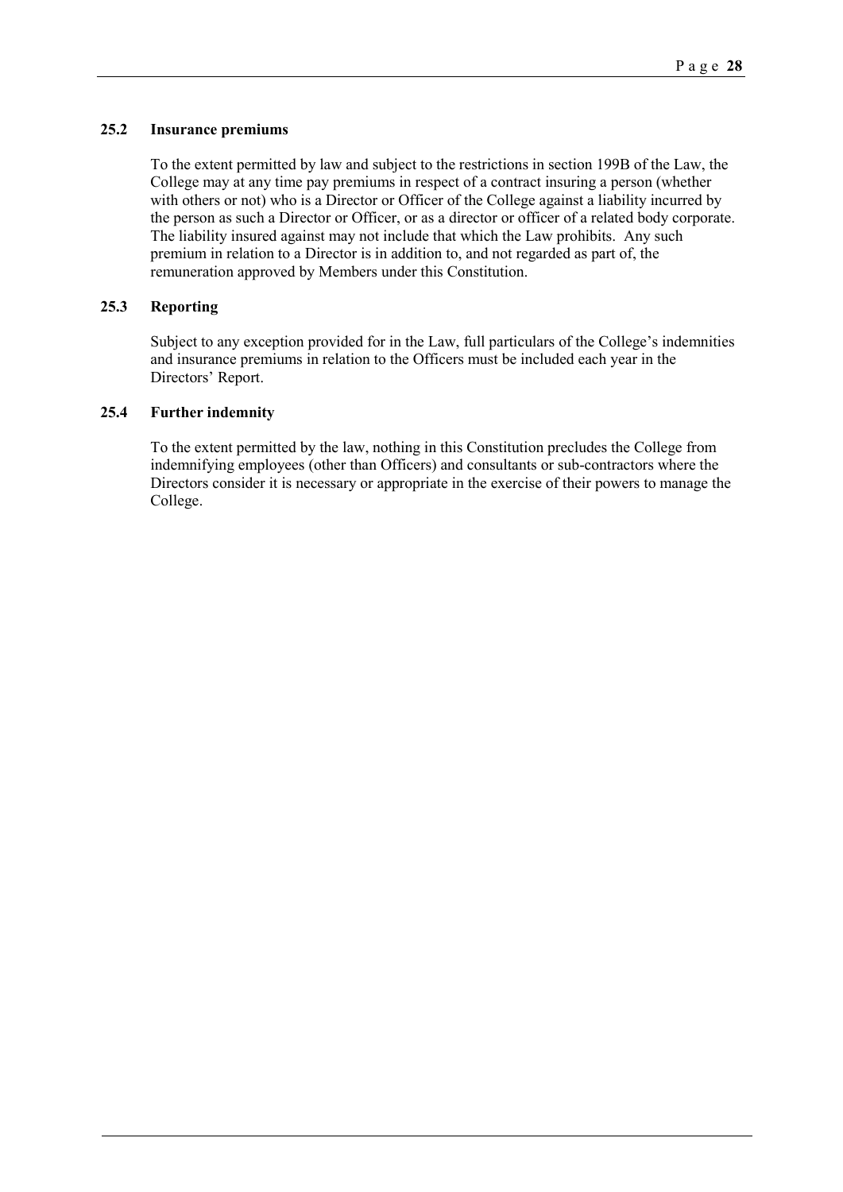### 25.2 Insurance premiums

To the extent permitted by law and subject to the restrictions in section 199B of the Law, the College may at any time pay premiums in respect of a contract insuring a person (whether with others or not) who is a Director or Officer of the College against a liability incurred by the person as such a Director or Officer, or as a director or officer of a related body corporate. The liability insured against may not include that which the Law prohibits. Any such premium in relation to a Director is in addition to, and not regarded as part of, the remuneration approved by Members under this Constitution.

### 25.3 Reporting

Subject to any exception provided for in the Law, full particulars of the College's indemnities and insurance premiums in relation to the Officers must be included each year in the Directors' Report.

### 25.4 Further indemnity

To the extent permitted by the law, nothing in this Constitution precludes the College from indemnifying employees (other than Officers) and consultants or sub-contractors where the Directors consider it is necessary or appropriate in the exercise of their powers to manage the College.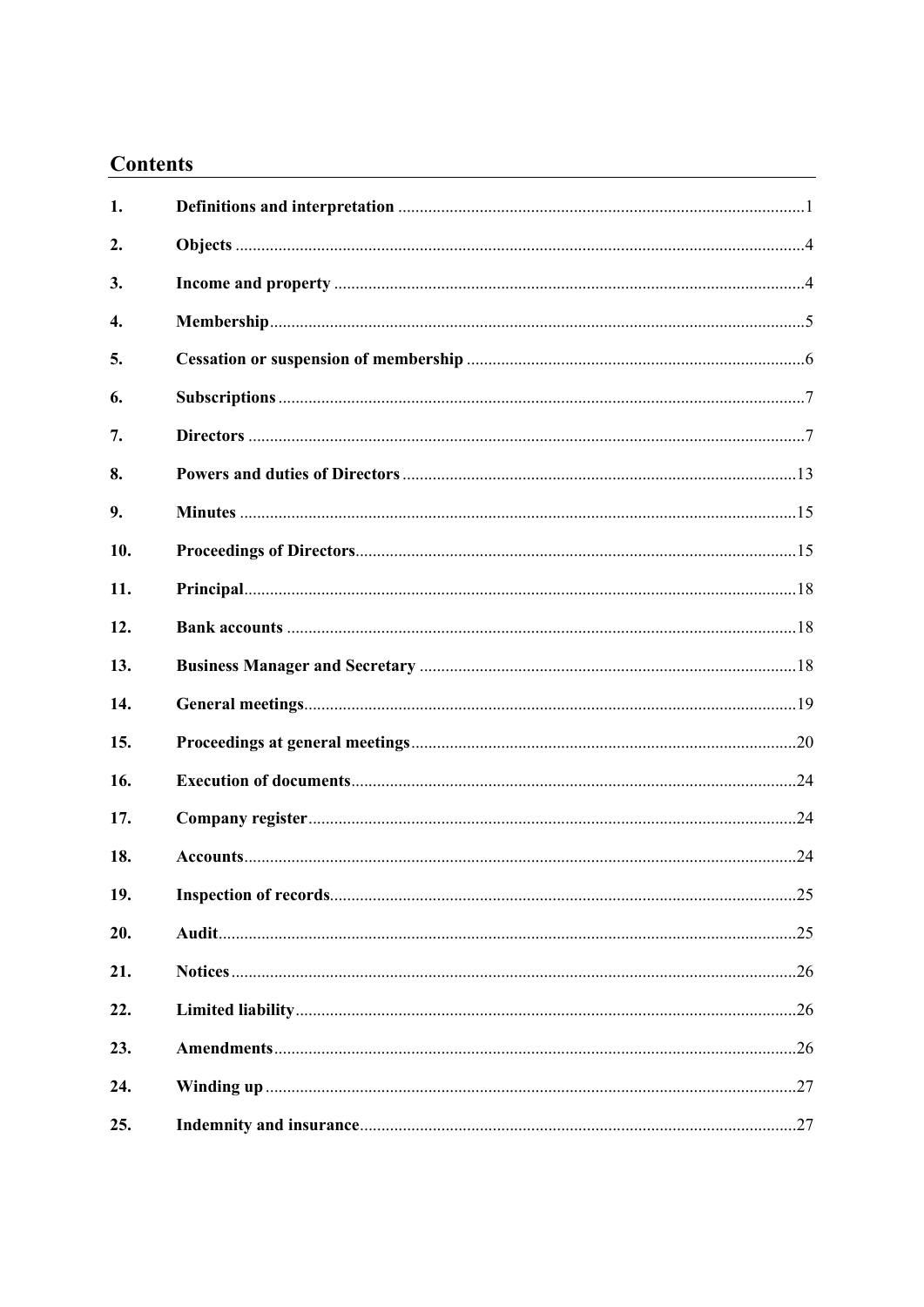## Contents

| | | |
|---|---|---|
| **1.** | **Definitions and interpretation** | 1 |
| **2.** | **Objects** | 4 |
| **3.** | **Income and property** | 4 |
| **4.** | **Membership** | 5 |
| **5.** | **Cessation or suspension of membership** | 6 |
| **6.** | **Subscriptions** | 7 |
| **7.** | **Directors** | 7 |
| **8.** | **Powers and duties of Directors** | 13 |
| **9.** | **Minutes** | 15 |
| **10.** | **Proceedings of Directors** | 15 |
| **11.** | **Principal** | 18 |
| **12.** | **Bank accounts** | 18 |
| **13.** | **Business Manager and Secretary** | 18 |
| **14.** | **General meetings** | 19 |
| **15.** | **Proceedings at general meetings** | 20 |
| **16.** | **Execution of documents** | 24 |
| **17.** | **Company register** | 24 |
| **18.** | **Accounts** | 24 |
| **19.** | **Inspection of records** | 25 |
| **20.** | **Audit** | 25 |
| **21.** | **Notices** | 26 |
| **22.** | **Limited liability** | 26 |
| **23.** | **Amendments** | 26 |
| **24.** | **Winding up** | 27 |
| **25.** | **Indemnity and insurance** | 27 |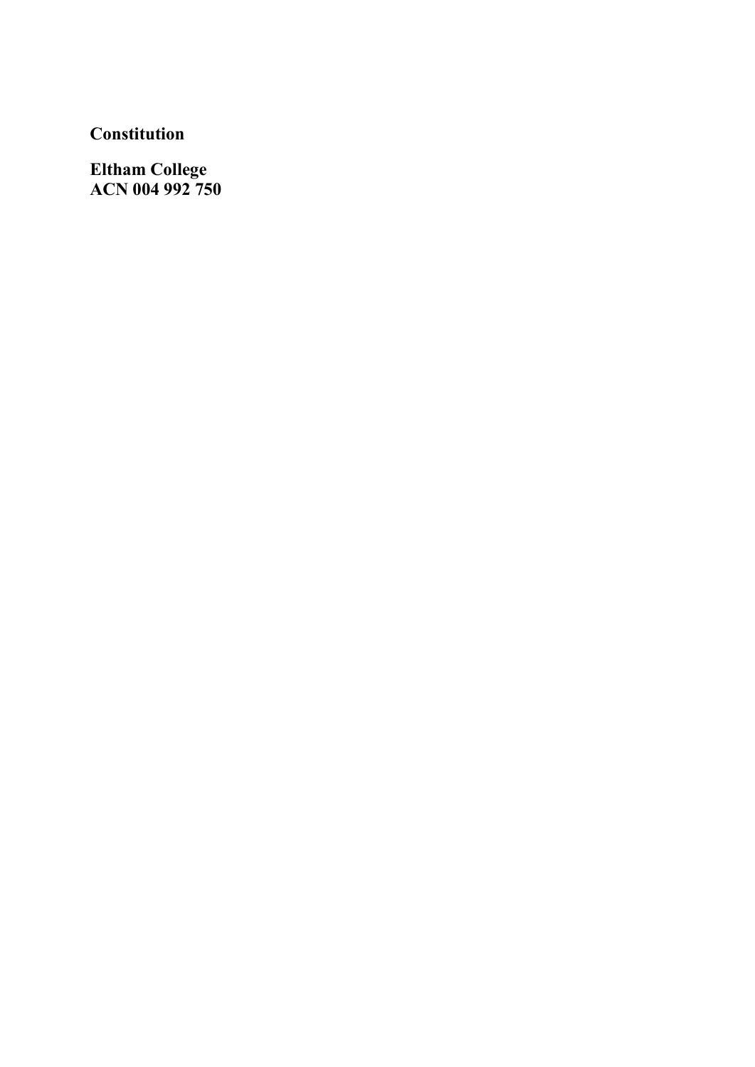**Constitution**

**Eltham College**
**ACN 004 992 750**